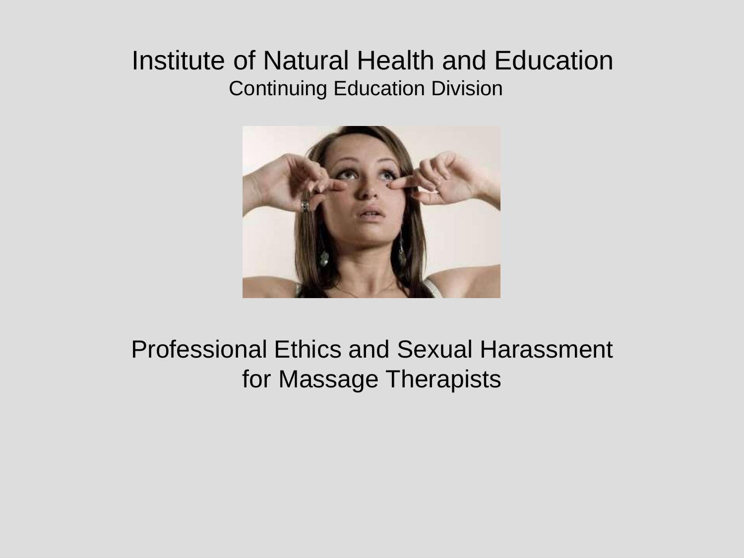# Institute of Natural Health and Education

## Continuing Education Division

# Professional Ethics and Sexual Harassment for Massage Therapists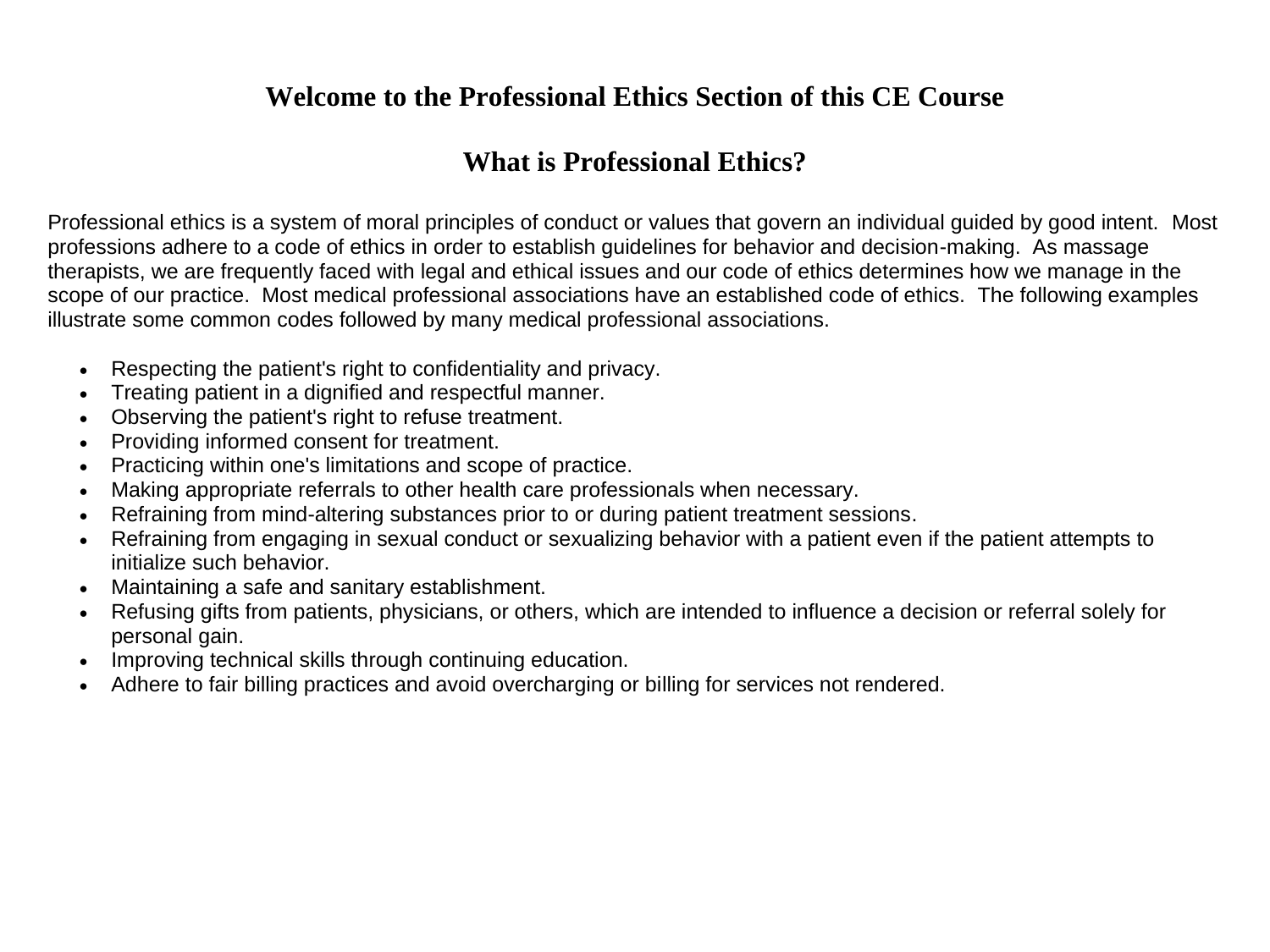## Welcome to the Professional Ethics Section of this CE Course

## What is Professional Ethics?

Professional ethics is a system of moral principles of conduct or values that govern an individual guided by good intent. Most professions adhere to a code of ethics in order to establish guidelines for behavior and decision-making. As massage therapists, we are frequently faced with legal and ethical issues and our code of ethics determines how we manage in the scope of our practice. Most medical professional associations have an established code of ethics. The following examples illustrate some common codes followed by many medical professional associations.

- Respecting the patient's right to confidentiality and privacy.
- Treating patient in a dignified and respectful manner.
- Observing the patient's right to refuse treatment.
- Providing informed consent for treatment.
- Practicing within one's limitations and scope of practice.
- Making appropriate referrals to other health care professionals when necessary.
- Refraining from mind-altering substances prior to or during patient treatment sessions.
- Refraining from engaging in sexual conduct or sexualizing behavior with a patient even if the patient attempts to initialize such behavior.
- Maintaining a safe and sanitary establishment.
- Refusing gifts from patients, physicians, or others, which are intended to influence a decision or referral solely for personal gain.
- Improving technical skills through continuing education.
- Adhere to fair billing practices and avoid overcharging or billing for services not rendered.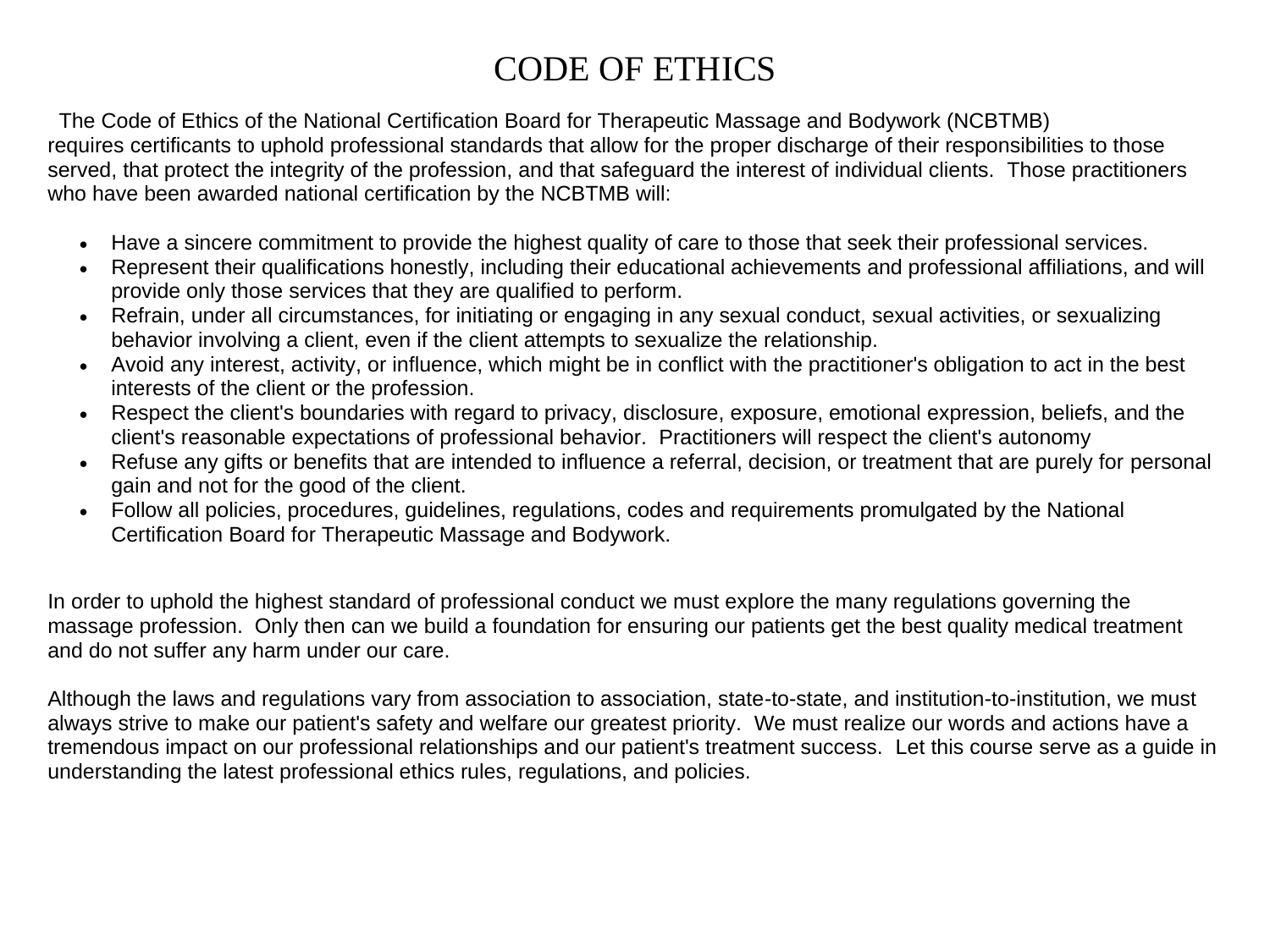# CODE OF ETHICS

The Code of Ethics of the National Certification Board for Therapeutic Massage and Bodywork (NCBTMB) requires certificants to uphold professional standards that allow for the proper discharge of their responsibilities to those served, that protect the integrity of the profession, and that safeguard the interest of individual clients. Those practitioners who have been awarded national certification by the NCBTMB will:

- Have a sincere commitment to provide the highest quality of care to those that seek their professional services.
- Represent their qualifications honestly, including their educational achievements and professional affiliations, and will provide only those services that they are qualified to perform.
- Refrain, under all circumstances, for initiating or engaging in any sexual conduct, sexual activities, or sexualizing behavior involving a client, even if the client attempts to sexualize the relationship.
- Avoid any interest, activity, or influence, which might be in conflict with the practitioner's obligation to act in the best interests of the client or the profession.
- Respect the client's boundaries with regard to privacy, disclosure, exposure, emotional expression, beliefs, and the client's reasonable expectations of professional behavior. Practitioners will respect the client's autonomy
- Refuse any gifts or benefits that are intended to influence a referral, decision, or treatment that are purely for personal gain and not for the good of the client.
- Follow all policies, procedures, guidelines, regulations, codes and requirements promulgated by the National Certification Board for Therapeutic Massage and Bodywork.

In order to uphold the highest standard of professional conduct we must explore the many regulations governing the massage profession. Only then can we build a foundation for ensuring our patients get the best quality medical treatment and do not suffer any harm under our care.

Although the laws and regulations vary from association to association, state-to-state, and institution-to-institution, we must always strive to make our patient's safety and welfare our greatest priority. We must realize our words and actions have a tremendous impact on our professional relationships and our patient's treatment success. Let this course serve as a guide in understanding the latest professional ethics rules, regulations, and policies.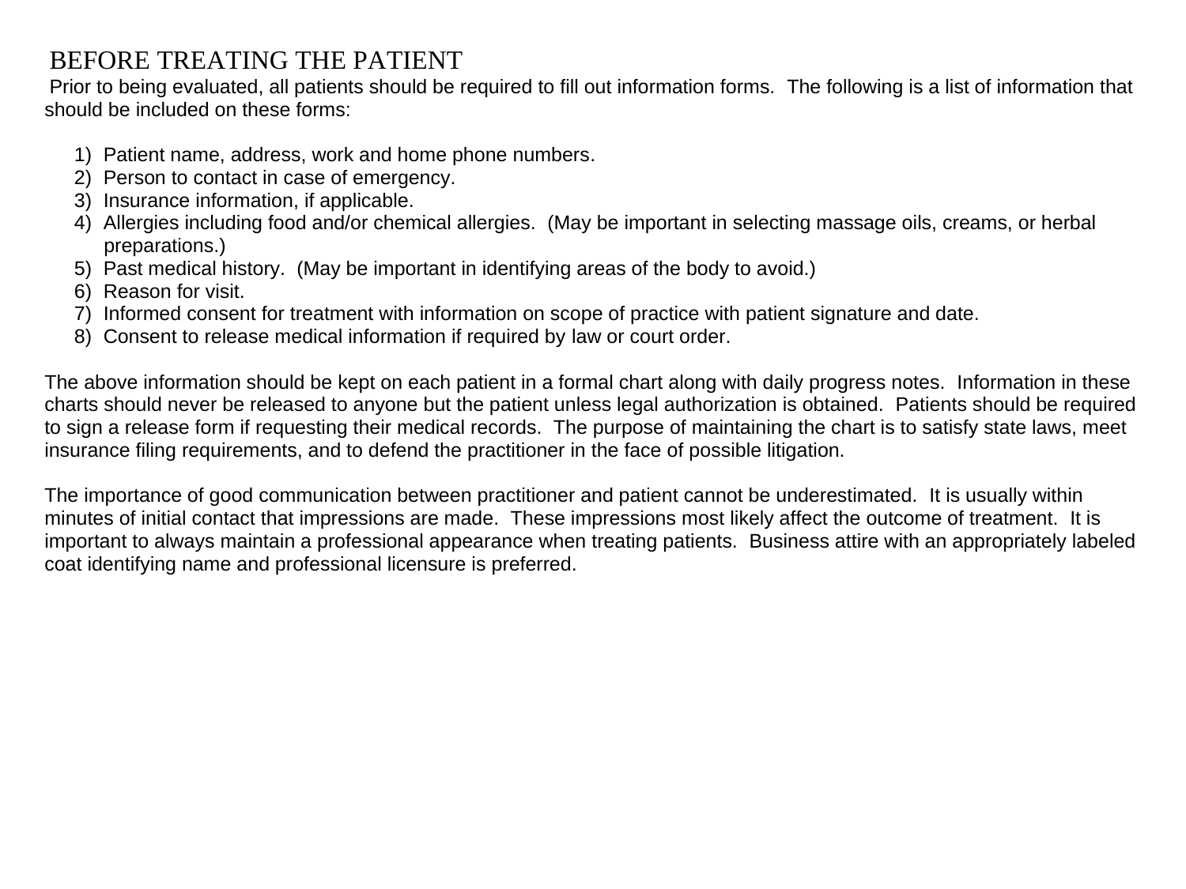# BEFORE TREATING THE PATIENT

Prior to being evaluated, all patients should be required to fill out information forms. The following is a list of information that should be included on these forms:

1) Patient name, address, work and home phone numbers.
2) Person to contact in case of emergency.
3) Insurance information, if applicable.
4) Allergies including food and/or chemical allergies. (May be important in selecting massage oils, creams, or herbal preparations.)
5) Past medical history. (May be important in identifying areas of the body to avoid.)
6) Reason for visit.
7) Informed consent for treatment with information on scope of practice with patient signature and date.
8) Consent to release medical information if required by law or court order.

The above information should be kept on each patient in a formal chart along with daily progress notes. Information in these charts should never be released to anyone but the patient unless legal authorization is obtained. Patients should be required to sign a release form if requesting their medical records. The purpose of maintaining the chart is to satisfy state laws, meet insurance filing requirements, and to defend the practitioner in the face of possible litigation.

The importance of good communication between practitioner and patient cannot be underestimated. It is usually within minutes of initial contact that impressions are made. These impressions most likely affect the outcome of treatment. It is important to always maintain a professional appearance when treating patients. Business attire with an appropriately labeled coat identifying name and professional licensure is preferred.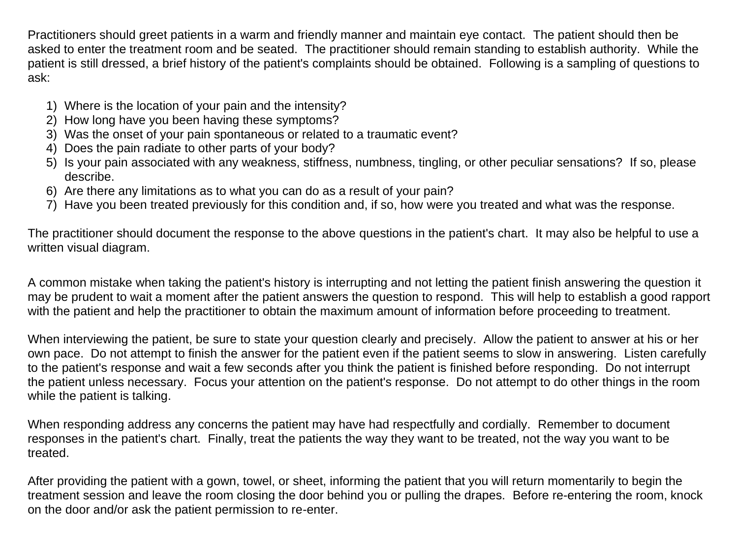Practitioners should greet patients in a warm and friendly manner and maintain eye contact. The patient should then be asked to enter the treatment room and be seated. The practitioner should remain standing to establish authority. While the patient is still dressed, a brief history of the patient's complaints should be obtained. Following is a sampling of questions to ask:

1) Where is the location of your pain and the intensity?
2) How long have you been having these symptoms?
3) Was the onset of your pain spontaneous or related to a traumatic event?
4) Does the pain radiate to other parts of your body?
5) Is your pain associated with any weakness, stiffness, numbness, tingling, or other peculiar sensations? If so, please describe.
6) Are there any limitations as to what you can do as a result of your pain?
7) Have you been treated previously for this condition and, if so, how were you treated and what was the response.

The practitioner should document the response to the above questions in the patient's chart. It may also be helpful to use a written visual diagram.

A common mistake when taking the patient's history is interrupting and not letting the patient finish answering the question it may be prudent to wait a moment after the patient answers the question to respond. This will help to establish a good rapport with the patient and help the practitioner to obtain the maximum amount of information before proceeding to treatment.

When interviewing the patient, be sure to state your question clearly and precisely. Allow the patient to answer at his or her own pace. Do not attempt to finish the answer for the patient even if the patient seems to slow in answering. Listen carefully to the patient's response and wait a few seconds after you think the patient is finished before responding. Do not interrupt the patient unless necessary. Focus your attention on the patient's response. Do not attempt to do other things in the room while the patient is talking.

When responding address any concerns the patient may have had respectfully and cordially. Remember to document responses in the patient's chart. Finally, treat the patients the way they want to be treated, not the way you want to be treated.

After providing the patient with a gown, towel, or sheet, informing the patient that you will return momentarily to begin the treatment session and leave the room closing the door behind you or pulling the drapes. Before re-entering the room, knock on the door and/or ask the patient permission to re-enter.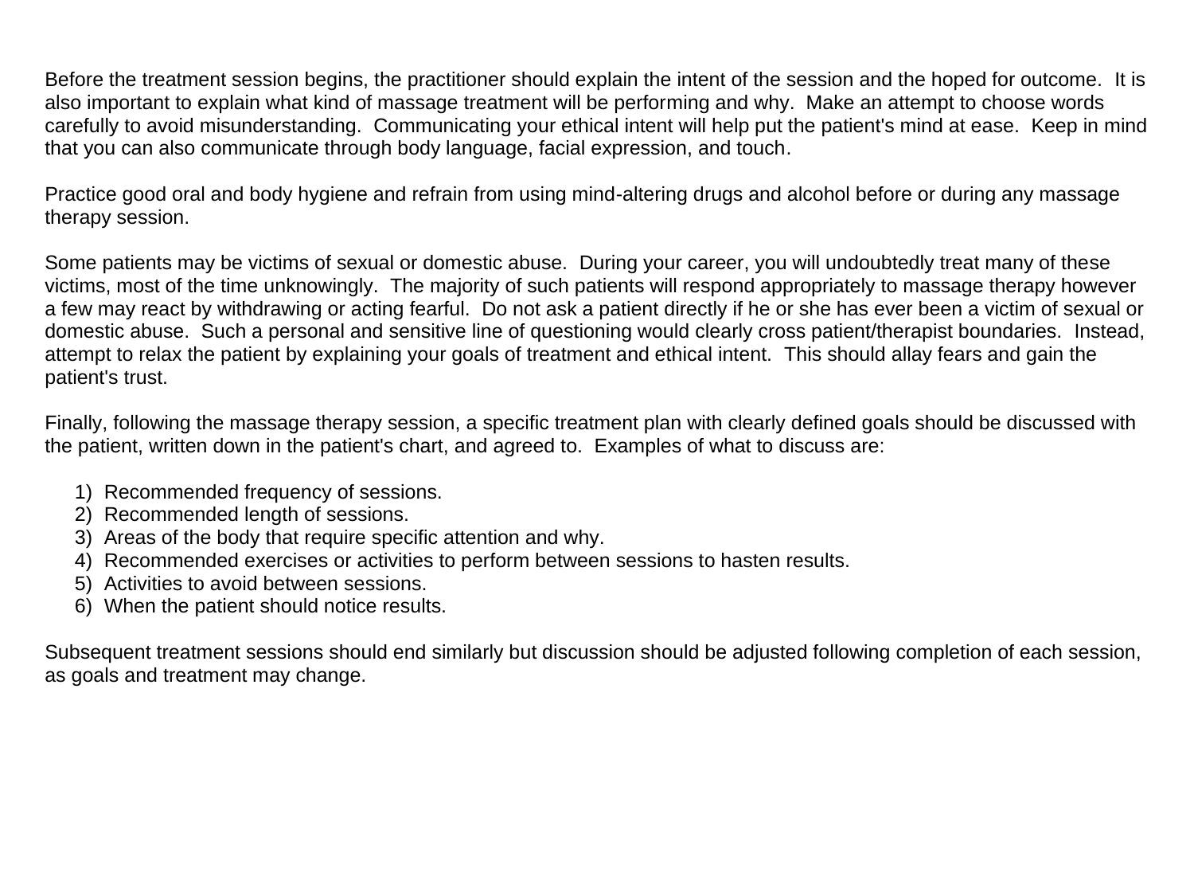Before the treatment session begins, the practitioner should explain the intent of the session and the hoped for outcome. It is also important to explain what kind of massage treatment will be performing and why. Make an attempt to choose words carefully to avoid misunderstanding. Communicating your ethical intent will help put the patient's mind at ease. Keep in mind that you can also communicate through body language, facial expression, and touch.

Practice good oral and body hygiene and refrain from using mind-altering drugs and alcohol before or during any massage therapy session.

Some patients may be victims of sexual or domestic abuse. During your career, you will undoubtedly treat many of these victims, most of the time unknowingly. The majority of such patients will respond appropriately to massage therapy however a few may react by withdrawing or acting fearful. Do not ask a patient directly if he or she has ever been a victim of sexual or domestic abuse. Such a personal and sensitive line of questioning would clearly cross patient/therapist boundaries. Instead, attempt to relax the patient by explaining your goals of treatment and ethical intent. This should allay fears and gain the patient's trust.

Finally, following the massage therapy session, a specific treatment plan with clearly defined goals should be discussed with the patient, written down in the patient's chart, and agreed to. Examples of what to discuss are:

1) Recommended frequency of sessions.
2) Recommended length of sessions.
3) Areas of the body that require specific attention and why.
4) Recommended exercises or activities to perform between sessions to hasten results.
5) Activities to avoid between sessions.
6) When the patient should notice results.

Subsequent treatment sessions should end similarly but discussion should be adjusted following completion of each session, as goals and treatment may change.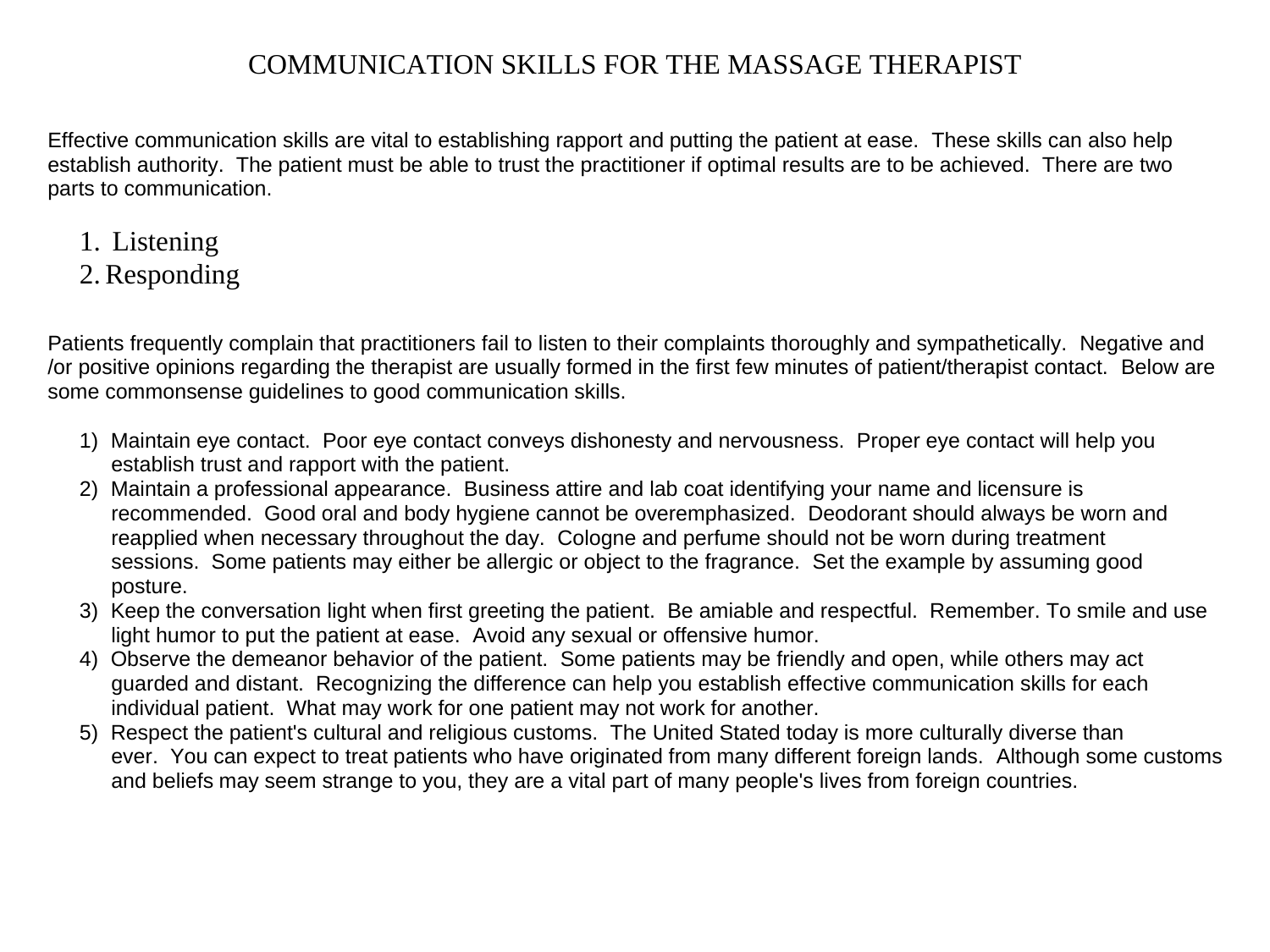# COMMUNICATION SKILLS FOR THE MASSAGE THERAPIST

Effective communication skills are vital to establishing rapport and putting the patient at ease. These skills can also help establish authority. The patient must be able to trust the practitioner if optimal results are to be achieved. There are two parts to communication.

1. Listening
2. Responding

Patients frequently complain that practitioners fail to listen to their complaints thoroughly and sympathetically. Negative and /or positive opinions regarding the therapist are usually formed in the first few minutes of patient/therapist contact. Below are some commonsense guidelines to good communication skills.

1) Maintain eye contact. Poor eye contact conveys dishonesty and nervousness. Proper eye contact will help you establish trust and rapport with the patient.
2) Maintain a professional appearance. Business attire and lab coat identifying your name and licensure is recommended. Good oral and body hygiene cannot be overemphasized. Deodorant should always be worn and reapplied when necessary throughout the day. Cologne and perfume should not be worn during treatment sessions. Some patients may either be allergic or object to the fragrance. Set the example by assuming good posture.
3) Keep the conversation light when first greeting the patient. Be amiable and respectful. Remember. To smile and use light humor to put the patient at ease. Avoid any sexual or offensive humor.
4) Observe the demeanor behavior of the patient. Some patients may be friendly and open, while others may act guarded and distant. Recognizing the difference can help you establish effective communication skills for each individual patient. What may work for one patient may not work for another.
5) Respect the patient's cultural and religious customs. The United Stated today is more culturally diverse than ever. You can expect to treat patients who have originated from many different foreign lands. Although some customs and beliefs may seem strange to you, they are a vital part of many people's lives from foreign countries.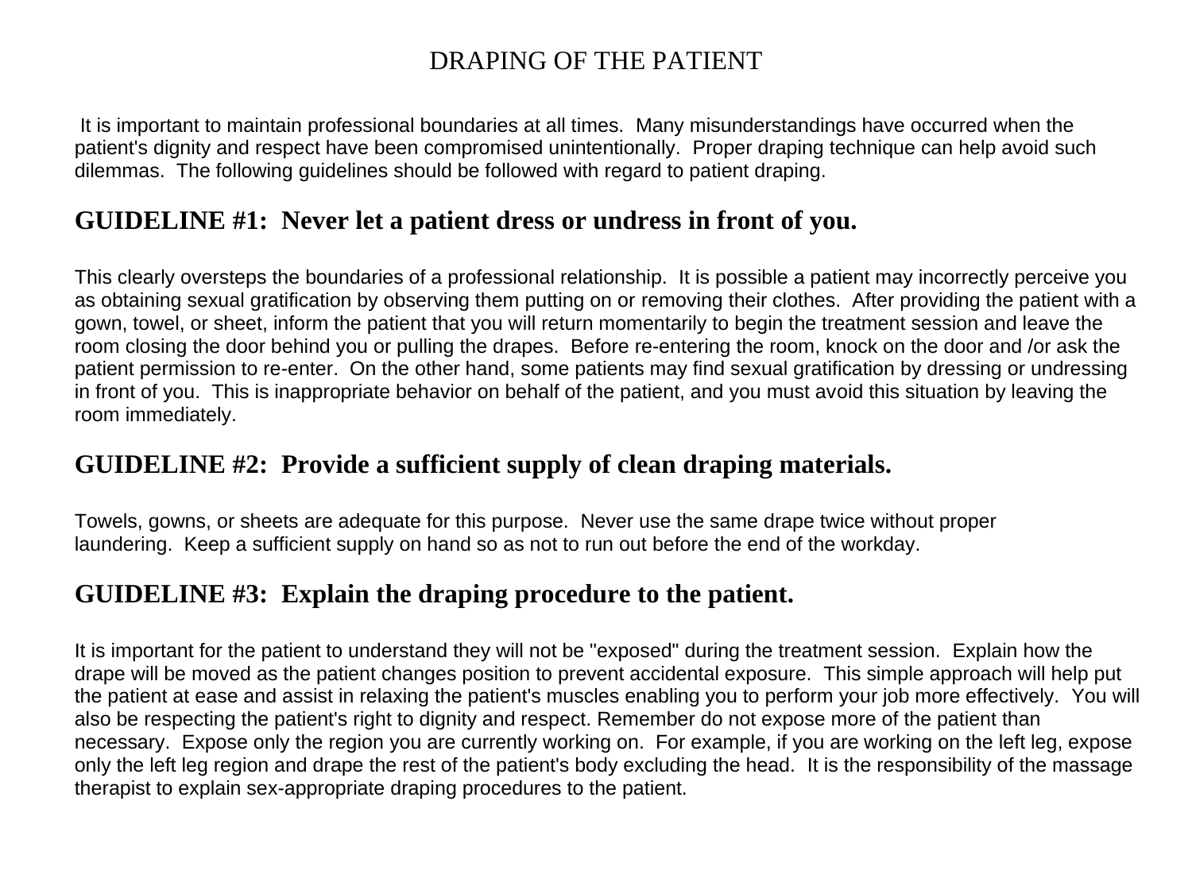# DRAPING OF THE PATIENT

It is important to maintain professional boundaries at all times. Many misunderstandings have occurred when the patient's dignity and respect have been compromised unintentionally. Proper draping technique can help avoid such dilemmas. The following guidelines should be followed with regard to patient draping.

## GUIDELINE #1: Never let a patient dress or undress in front of you.

This clearly oversteps the boundaries of a professional relationship. It is possible a patient may incorrectly perceive you as obtaining sexual gratification by observing them putting on or removing their clothes. After providing the patient with a gown, towel, or sheet, inform the patient that you will return momentarily to begin the treatment session and leave the room closing the door behind you or pulling the drapes. Before re-entering the room, knock on the door and /or ask the patient permission to re-enter. On the other hand, some patients may find sexual gratification by dressing or undressing in front of you. This is inappropriate behavior on behalf of the patient, and you must avoid this situation by leaving the room immediately.

## GUIDELINE #2: Provide a sufficient supply of clean draping materials.

Towels, gowns, or sheets are adequate for this purpose. Never use the same drape twice without proper laundering. Keep a sufficient supply on hand so as not to run out before the end of the workday.

## GUIDELINE #3: Explain the draping procedure to the patient.

It is important for the patient to understand they will not be "exposed" during the treatment session. Explain how the drape will be moved as the patient changes position to prevent accidental exposure. This simple approach will help put the patient at ease and assist in relaxing the patient's muscles enabling you to perform your job more effectively. You will also be respecting the patient's right to dignity and respect. Remember do not expose more of the patient than necessary. Expose only the region you are currently working on. For example, if you are working on the left leg, expose only the left leg region and drape the rest of the patient's body excluding the head. It is the responsibility of the massage therapist to explain sex-appropriate draping procedures to the patient.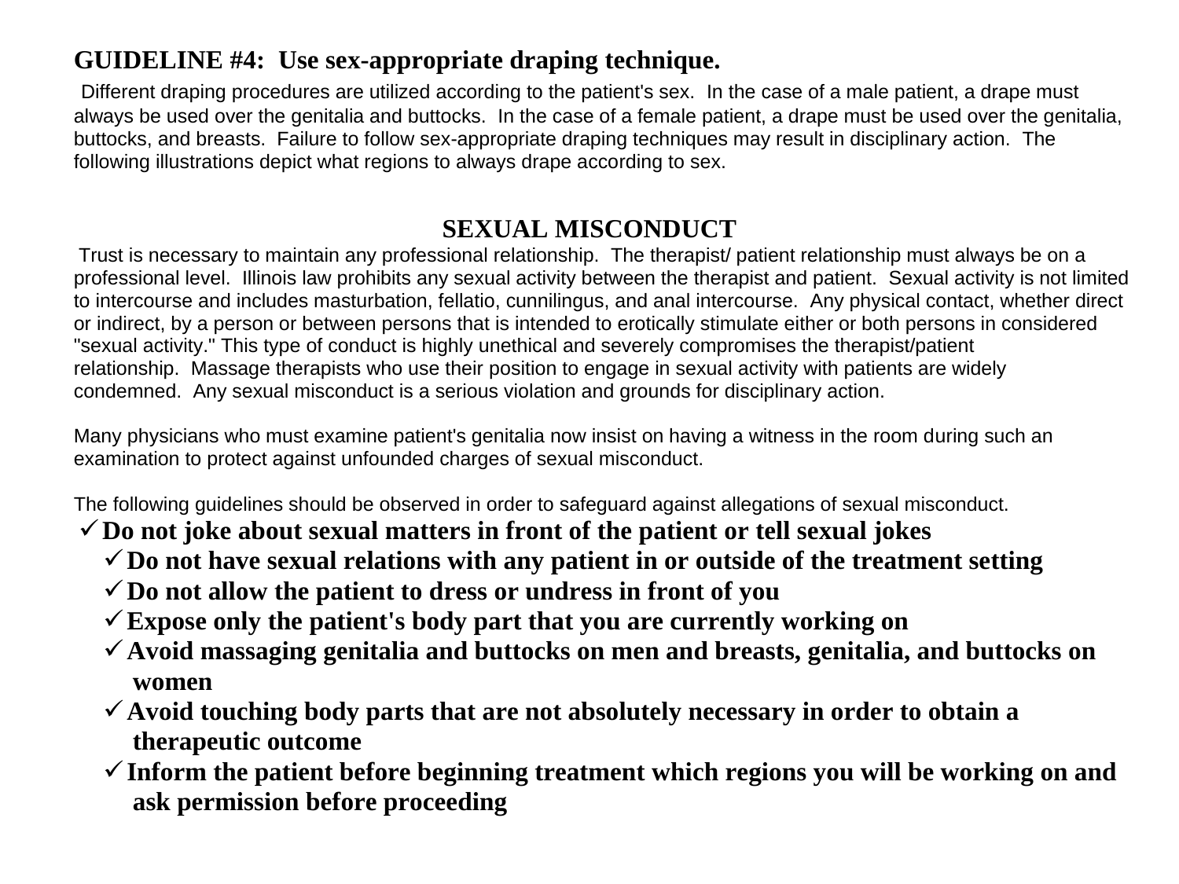### GUIDELINE #4: Use sex-appropriate draping technique.

Different draping procedures are utilized according to the patient's sex. In the case of a male patient, a drape must always be used over the genitalia and buttocks. In the case of a female patient, a drape must be used over the genitalia, buttocks, and breasts. Failure to follow sex-appropriate draping techniques may result in disciplinary action. The following illustrations depict what regions to always drape according to sex.

## SEXUAL MISCONDUCT

Trust is necessary to maintain any professional relationship. The therapist/ patient relationship must always be on a professional level. Illinois law prohibits any sexual activity between the therapist and patient. Sexual activity is not limited to intercourse and includes masturbation, fellatio, cunnilingus, and anal intercourse. Any physical contact, whether direct or indirect, by a person or between persons that is intended to erotically stimulate either or both persons in considered "sexual activity." This type of conduct is highly unethical and severely compromises the therapist/patient relationship. Massage therapists who use their position to engage in sexual activity with patients are widely condemned. Any sexual misconduct is a serious violation and grounds for disciplinary action.

Many physicians who must examine patient's genitalia now insist on having a witness in the room during such an examination to protect against unfounded charges of sexual misconduct.

The following guidelines should be observed in order to safeguard against allegations of sexual misconduct.

- ✓ **Do not joke about sexual matters in front of the patient or tell sexual jokes**
- ✓ **Do not have sexual relations with any patient in or outside of the treatment setting**
- ✓ **Do not allow the patient to dress or undress in front of you**
- ✓ **Expose only the patient's body part that you are currently working on**
- ✓ **Avoid massaging genitalia and buttocks on men and breasts, genitalia, and buttocks on women**
- ✓ **Avoid touching body parts that are not absolutely necessary in order to obtain a therapeutic outcome**
- ✓ **Inform the patient before beginning treatment which regions you will be working on and ask permission before proceeding**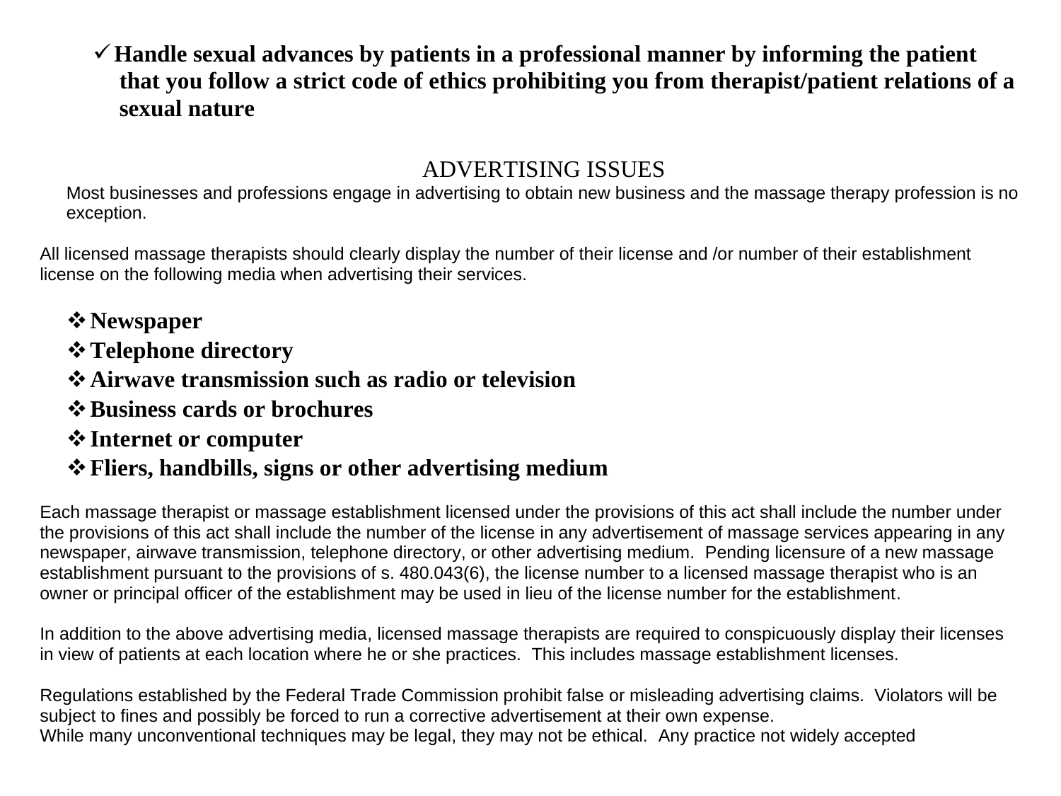- ✓ **Handle sexual advances by patients in a professional manner by informing the patient that you follow a strict code of ethics prohibiting you from therapist/patient relations of a sexual nature**

## ADVERTISING ISSUES

Most businesses and professions engage in advertising to obtain new business and the massage therapy profession is no exception.

All licensed massage therapists should clearly display the number of their license and /or number of their establishment license on the following media when advertising their services.

- ❖ **Newspaper**
- ❖ **Telephone directory**
- ❖ **Airwave transmission such as radio or television**
- ❖ **Business cards or brochures**
- ❖ **Internet or computer**
- ❖ **Fliers, handbills, signs or other advertising medium**

Each massage therapist or massage establishment licensed under the provisions of this act shall include the number under the provisions of this act shall include the number of the license in any advertisement of massage services appearing in any newspaper, airwave transmission, telephone directory, or other advertising medium. Pending licensure of a new massage establishment pursuant to the provisions of s. 480.043(6), the license number to a licensed massage therapist who is an owner or principal officer of the establishment may be used in lieu of the license number for the establishment.

In addition to the above advertising media, licensed massage therapists are required to conspicuously display their licenses in view of patients at each location where he or she practices. This includes massage establishment licenses.

Regulations established by the Federal Trade Commission prohibit false or misleading advertising claims. Violators will be subject to fines and possibly be forced to run a corrective advertisement at their own expense.
While many unconventional techniques may be legal, they may not be ethical. Any practice not widely accepted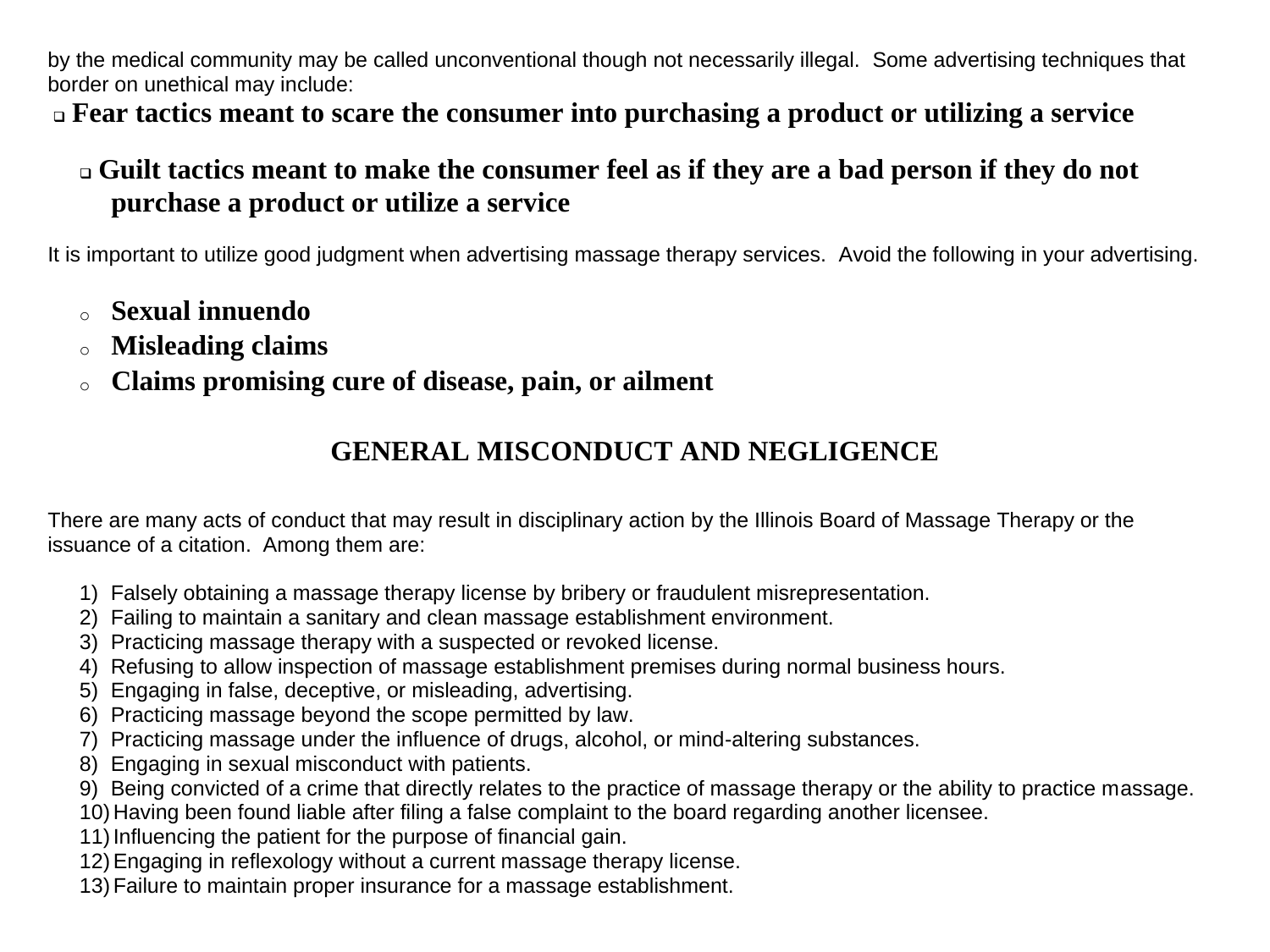by the medical community may be called unconventional though not necessarily illegal. Some advertising techniques that border on unethical may include:

- **Fear tactics meant to scare the consumer into purchasing a product or utilizing a service**
- **Guilt tactics meant to make the consumer feel as if they are a bad person if they do not purchase a product or utilize a service**

It is important to utilize good judgment when advertising massage therapy services. Avoid the following in your advertising.

- **Sexual innuendo**
- **Misleading claims**
- **Claims promising cure of disease, pain, or ailment**

## GENERAL MISCONDUCT AND NEGLIGENCE

There are many acts of conduct that may result in disciplinary action by the Illinois Board of Massage Therapy or the issuance of a citation. Among them are:

1) Falsely obtaining a massage therapy license by bribery or fraudulent misrepresentation.
2) Failing to maintain a sanitary and clean massage establishment environment.
3) Practicing massage therapy with a suspected or revoked license.
4) Refusing to allow inspection of massage establishment premises during normal business hours.
5) Engaging in false, deceptive, or misleading, advertising.
6) Practicing massage beyond the scope permitted by law.
7) Practicing massage under the influence of drugs, alcohol, or mind-altering substances.
8) Engaging in sexual misconduct with patients.
9) Being convicted of a crime that directly relates to the practice of massage therapy or the ability to practice massage.
10) Having been found liable after filing a false complaint to the board regarding another licensee.
11) Influencing the patient for the purpose of financial gain.
12) Engaging in reflexology without a current massage therapy license.
13) Failure to maintain proper insurance for a massage establishment.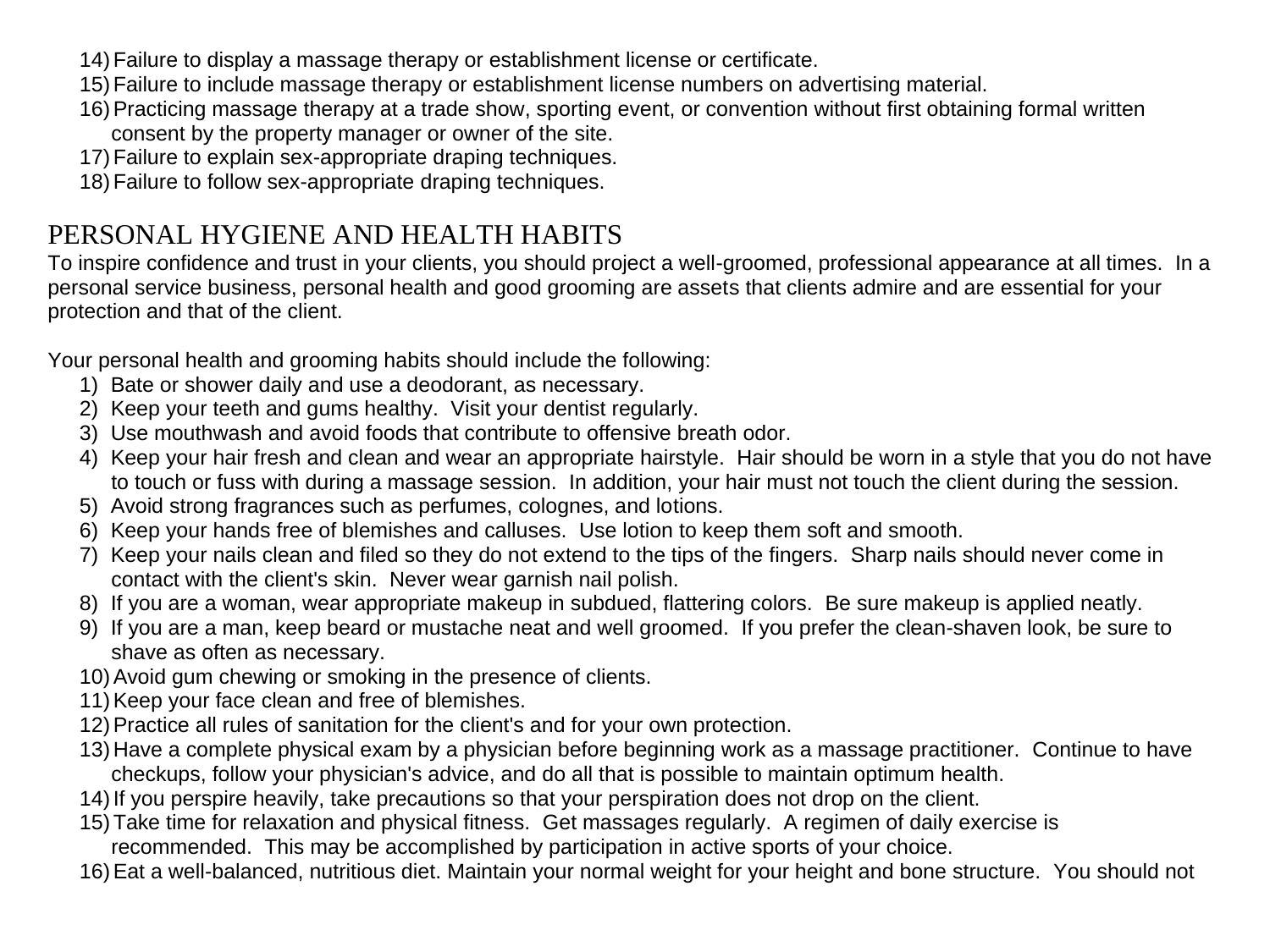14) Failure to display a massage therapy or establishment license or certificate.
15) Failure to include massage therapy or establishment license numbers on advertising material.
16) Practicing massage therapy at a trade show, sporting event, or convention without first obtaining formal written consent by the property manager or owner of the site.
17) Failure to explain sex-appropriate draping techniques.
18) Failure to follow sex-appropriate draping techniques.

## PERSONAL HYGIENE AND HEALTH HABITS

To inspire confidence and trust in your clients, you should project a well-groomed, professional appearance at all times. In a personal service business, personal health and good grooming are assets that clients admire and are essential for your protection and that of the client.

Your personal health and grooming habits should include the following:

1) Bate or shower daily and use a deodorant, as necessary.
2) Keep your teeth and gums healthy. Visit your dentist regularly.
3) Use mouthwash and avoid foods that contribute to offensive breath odor.
4) Keep your hair fresh and clean and wear an appropriate hairstyle. Hair should be worn in a style that you do not have to touch or fuss with during a massage session. In addition, your hair must not touch the client during the session.
5) Avoid strong fragrances such as perfumes, colognes, and lotions.
6) Keep your hands free of blemishes and calluses. Use lotion to keep them soft and smooth.
7) Keep your nails clean and filed so they do not extend to the tips of the fingers. Sharp nails should never come in contact with the client's skin. Never wear garnish nail polish.
8) If you are a woman, wear appropriate makeup in subdued, flattering colors. Be sure makeup is applied neatly.
9) If you are a man, keep beard or mustache neat and well groomed. If you prefer the clean-shaven look, be sure to shave as often as necessary.
10) Avoid gum chewing or smoking in the presence of clients.
11) Keep your face clean and free of blemishes.
12) Practice all rules of sanitation for the client's and for your own protection.
13) Have a complete physical exam by a physician before beginning work as a massage practitioner. Continue to have checkups, follow your physician's advice, and do all that is possible to maintain optimum health.
14) If you perspire heavily, take precautions so that your perspiration does not drop on the client.
15) Take time for relaxation and physical fitness. Get massages regularly. A regimen of daily exercise is recommended. This may be accomplished by participation in active sports of your choice.
16) Eat a well-balanced, nutritious diet. Maintain your normal weight for your height and bone structure. You should not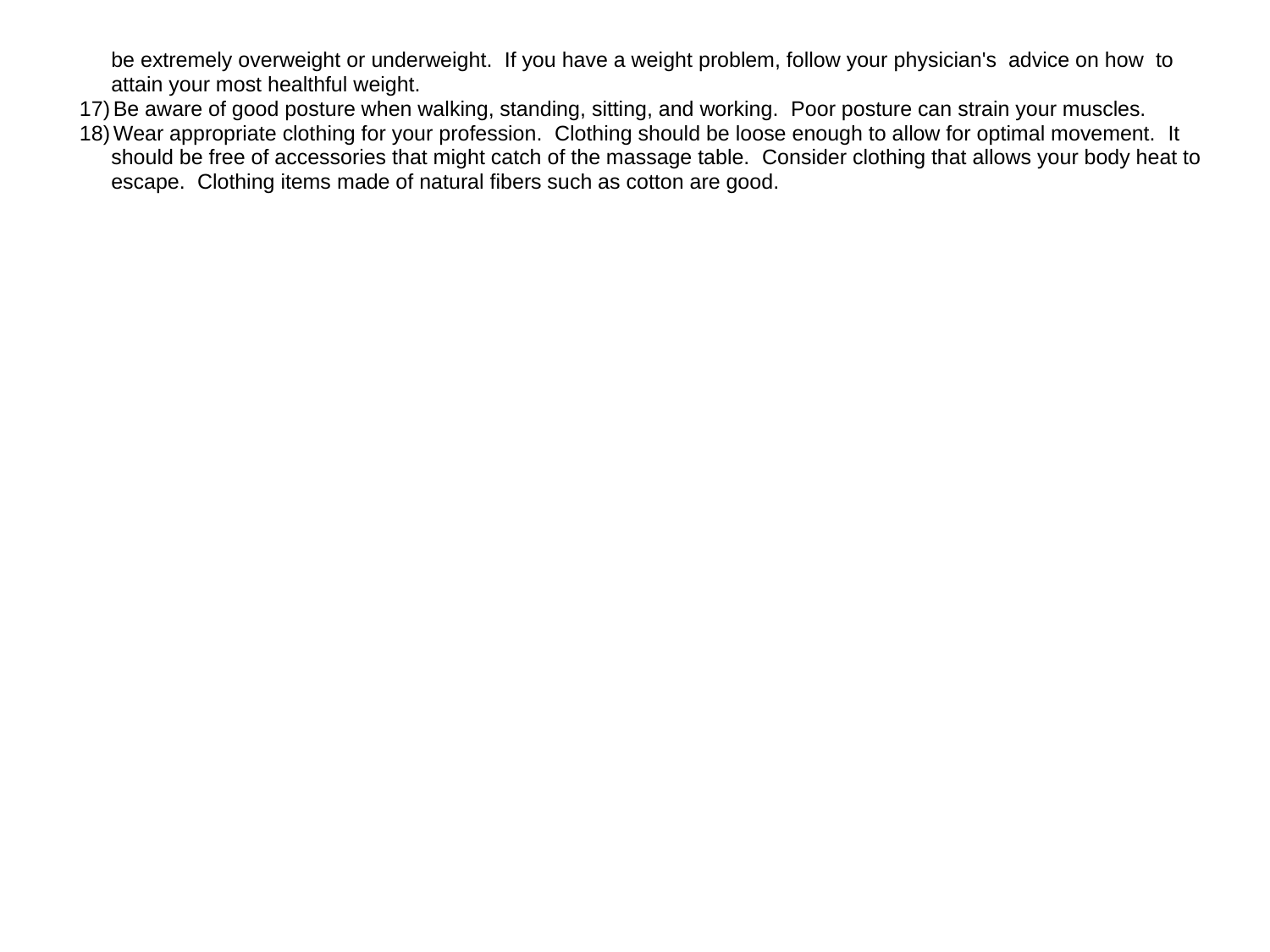be extremely overweight or underweight. If you have a weight problem, follow your physician's advice on how to attain your most healthful weight.

17) Be aware of good posture when walking, standing, sitting, and working. Poor posture can strain your muscles.
18) Wear appropriate clothing for your profession. Clothing should be loose enough to allow for optimal movement. It should be free of accessories that might catch of the massage table. Consider clothing that allows your body heat to escape. Clothing items made of natural fibers such as cotton are good.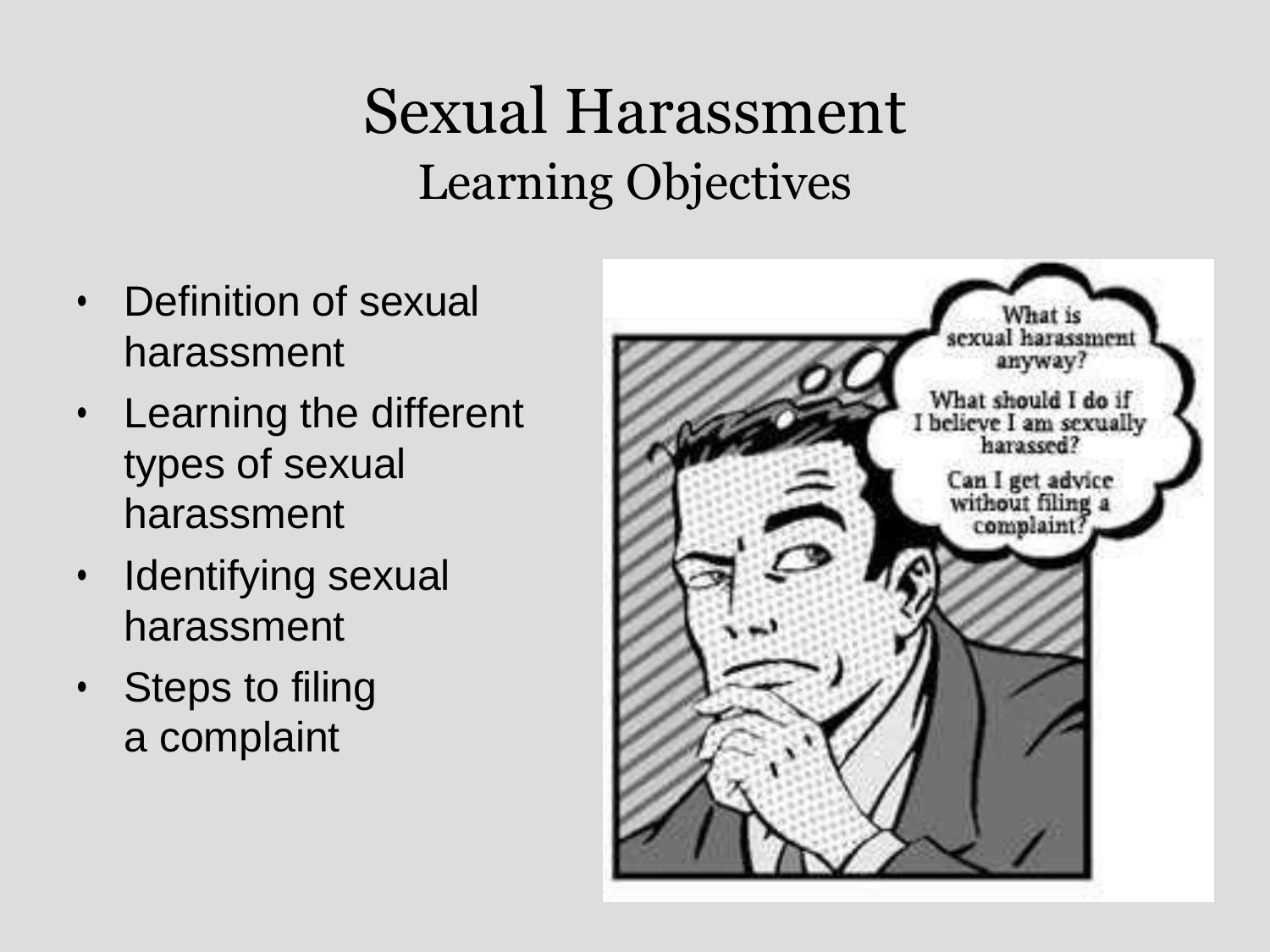# Sexual Harassment

## Learning Objectives

- Definition of sexual harassment
- Learning the different types of sexual harassment
- Identifying sexual harassment
- Steps to filing a complaint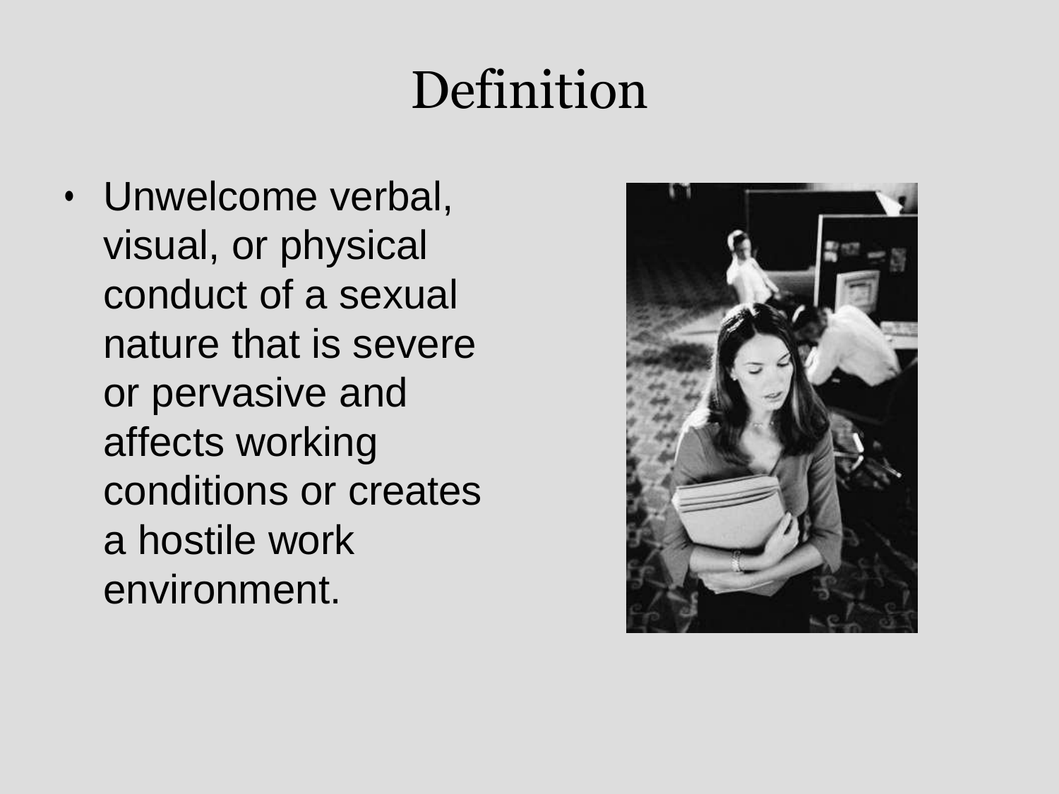# Definition

- Unwelcome verbal, visual, or physical conduct of a sexual nature that is severe or pervasive and affects working conditions or creates a hostile work environment.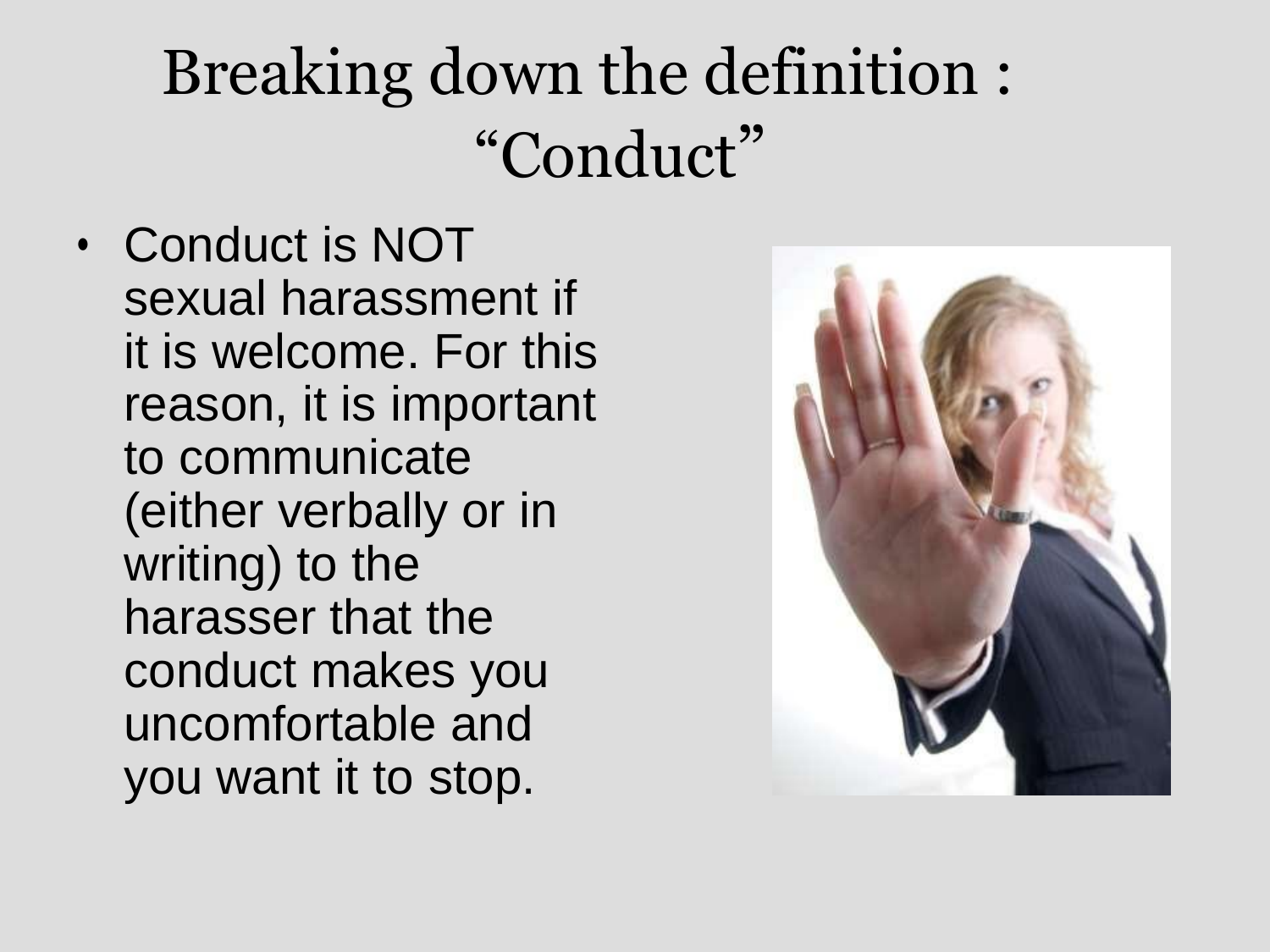# Breaking down the definition : "Conduct"

- Conduct is NOT sexual harassment if it is welcome. For this reason, it is important to communicate (either verbally or in writing) to the harasser that the conduct makes you uncomfortable and you want it to stop.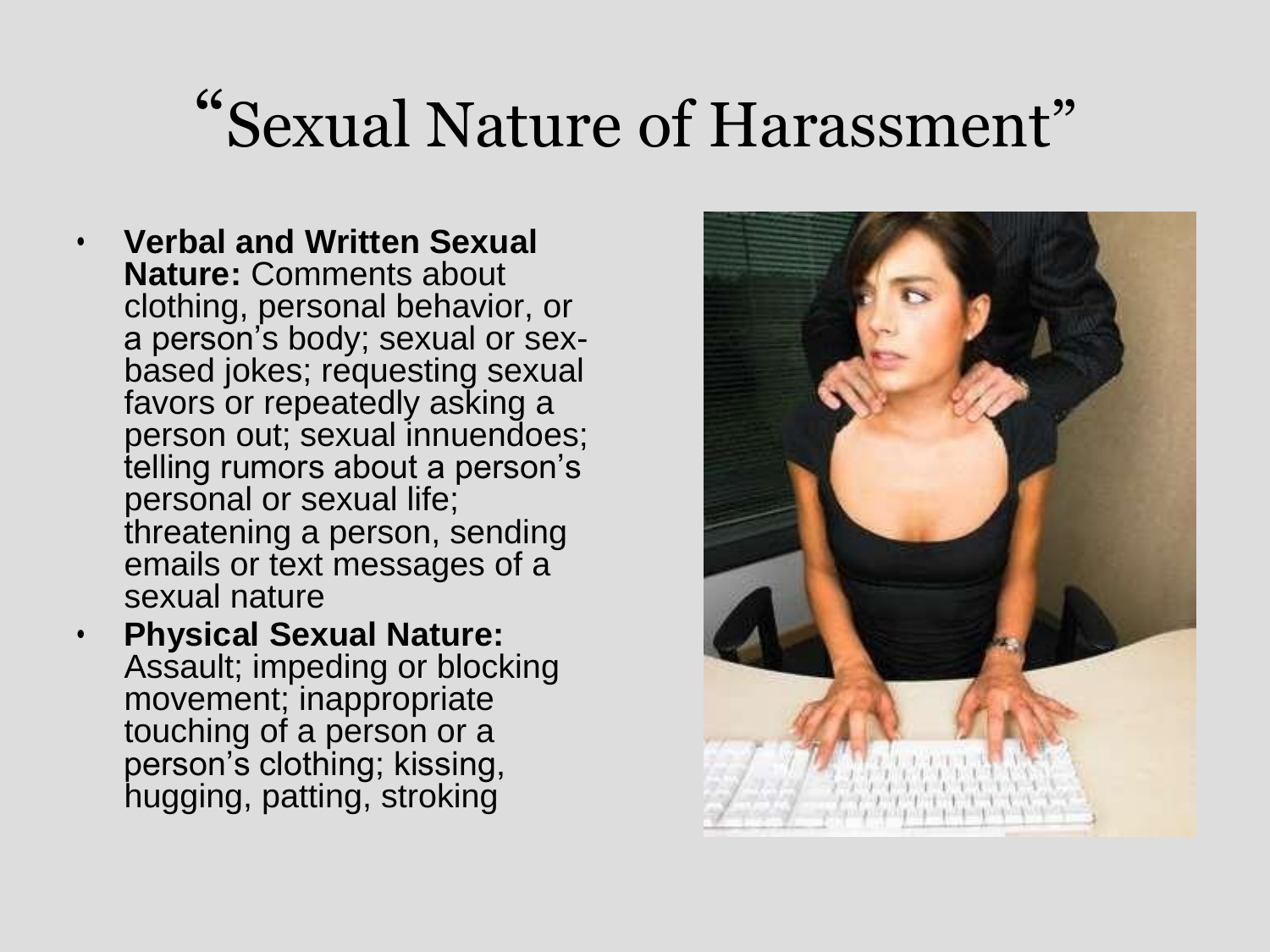# "Sexual Nature of Harassment"

- **Verbal and Written Sexual Nature:** Comments about clothing, personal behavior, or a person's body; sexual or sex-based jokes; requesting sexual favors or repeatedly asking a person out; sexual innuendoes; telling rumors about a person's personal or sexual life; threatening a person, sending emails or text messages of a sexual nature
- **Physical Sexual Nature:** Assault; impeding or blocking movement; inappropriate touching of a person or a person's clothing; kissing, hugging, patting, stroking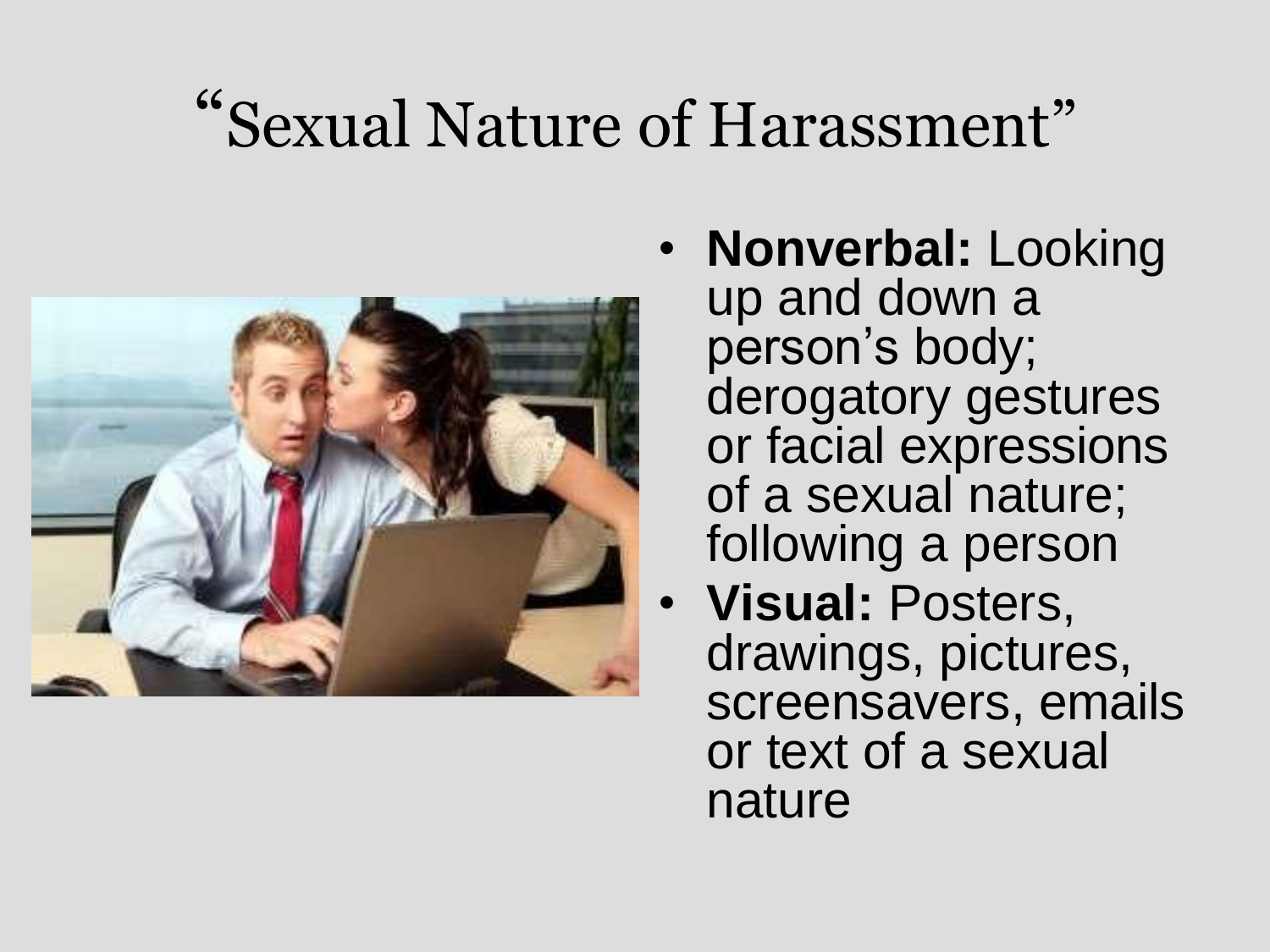# "Sexual Nature of Harassment"

- **Nonverbal:** Looking up and down a person's body; derogatory gestures or facial expressions of a sexual nature; following a person
- **Visual:** Posters, drawings, pictures, screensavers, emails or text of a sexual nature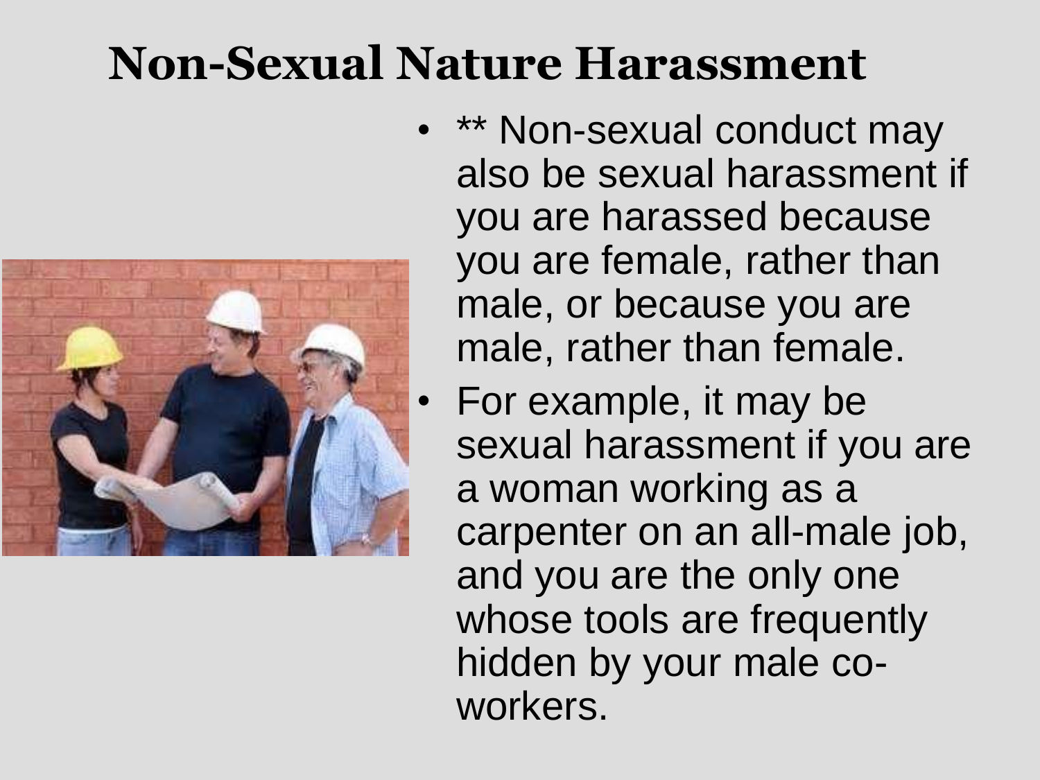# Non-Sexual Nature Harassment

- ** Non-sexual conduct may also be sexual harassment if you are harassed because you are female, rather than male, or because you are male, rather than female.
- For example, it may be sexual harassment if you are a woman working as a carpenter on an all-male job, and you are the only one whose tools are frequently hidden by your male co-workers.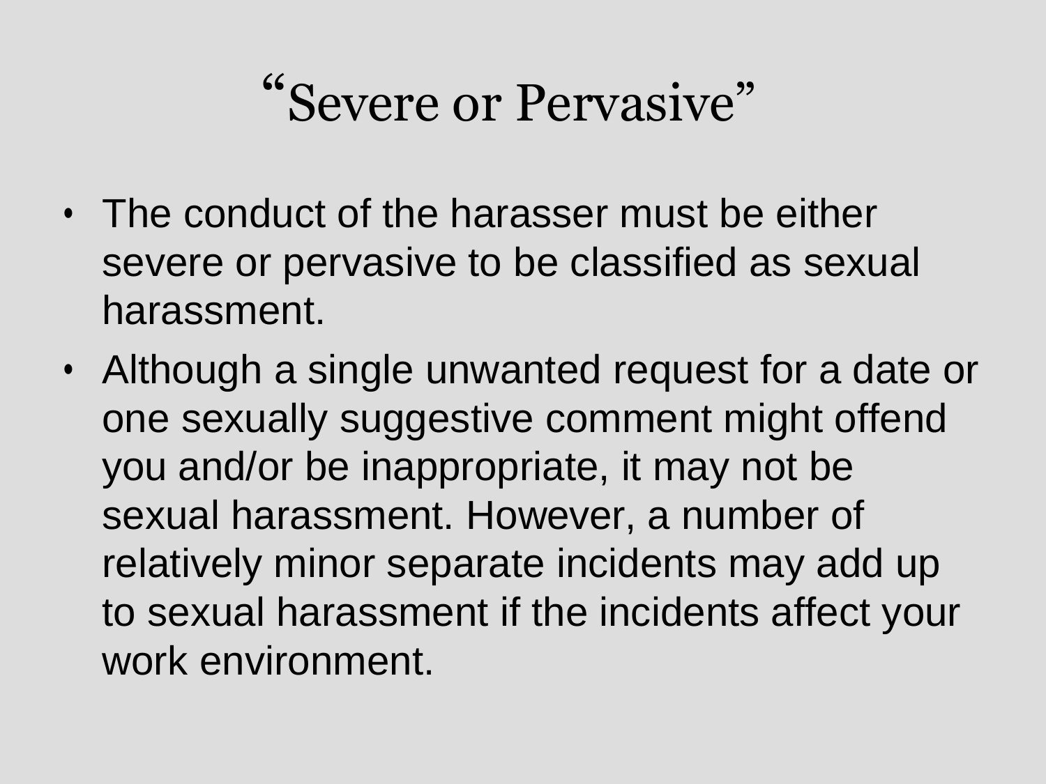# "Severe or Pervasive"

- The conduct of the harasser must be either severe or pervasive to be classified as sexual harassment.
- Although a single unwanted request for a date or one sexually suggestive comment might offend you and/or be inappropriate, it may not be sexual harassment. However, a number of relatively minor separate incidents may add up to sexual harassment if the incidents affect your work environment.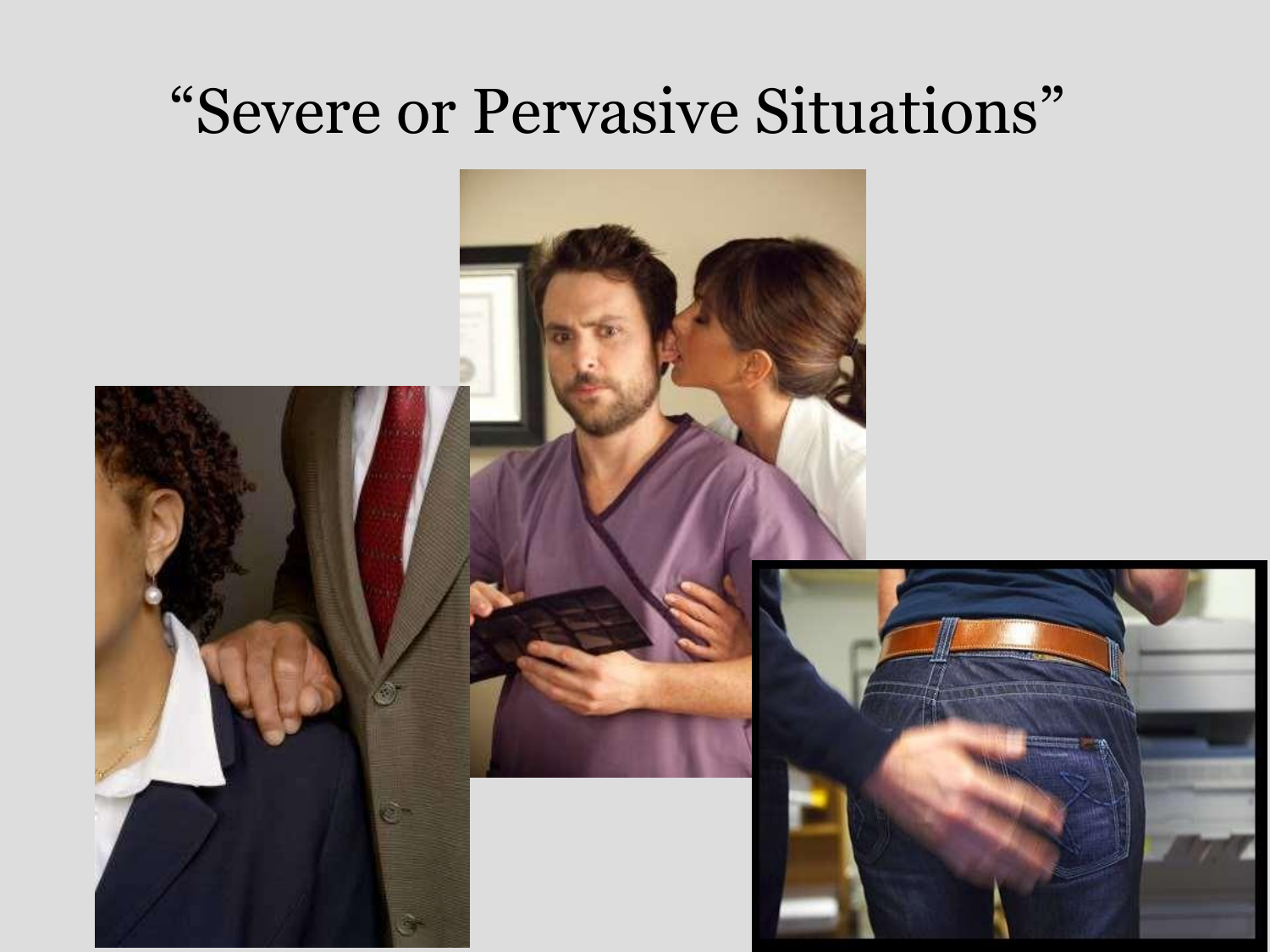# "Severe or Pervasive Situations"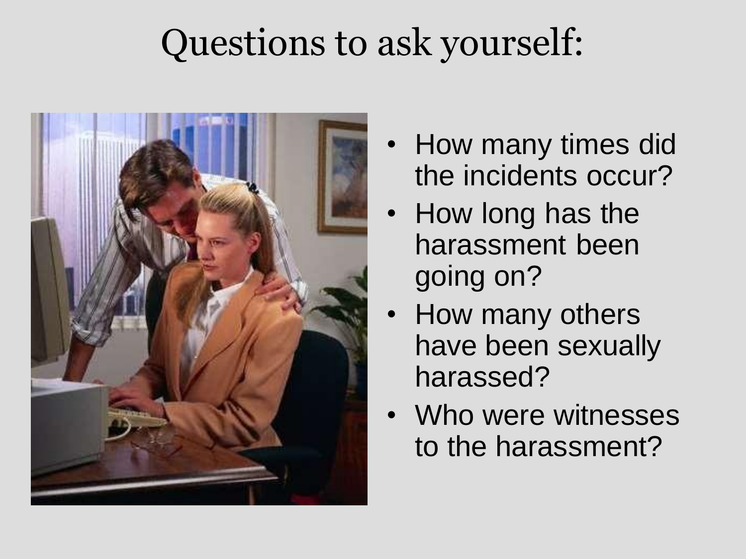# Questions to ask yourself:

- How many times did the incidents occur?
- How long has the harassment been going on?
- How many others have been sexually harassed?
- Who were witnesses to the harassment?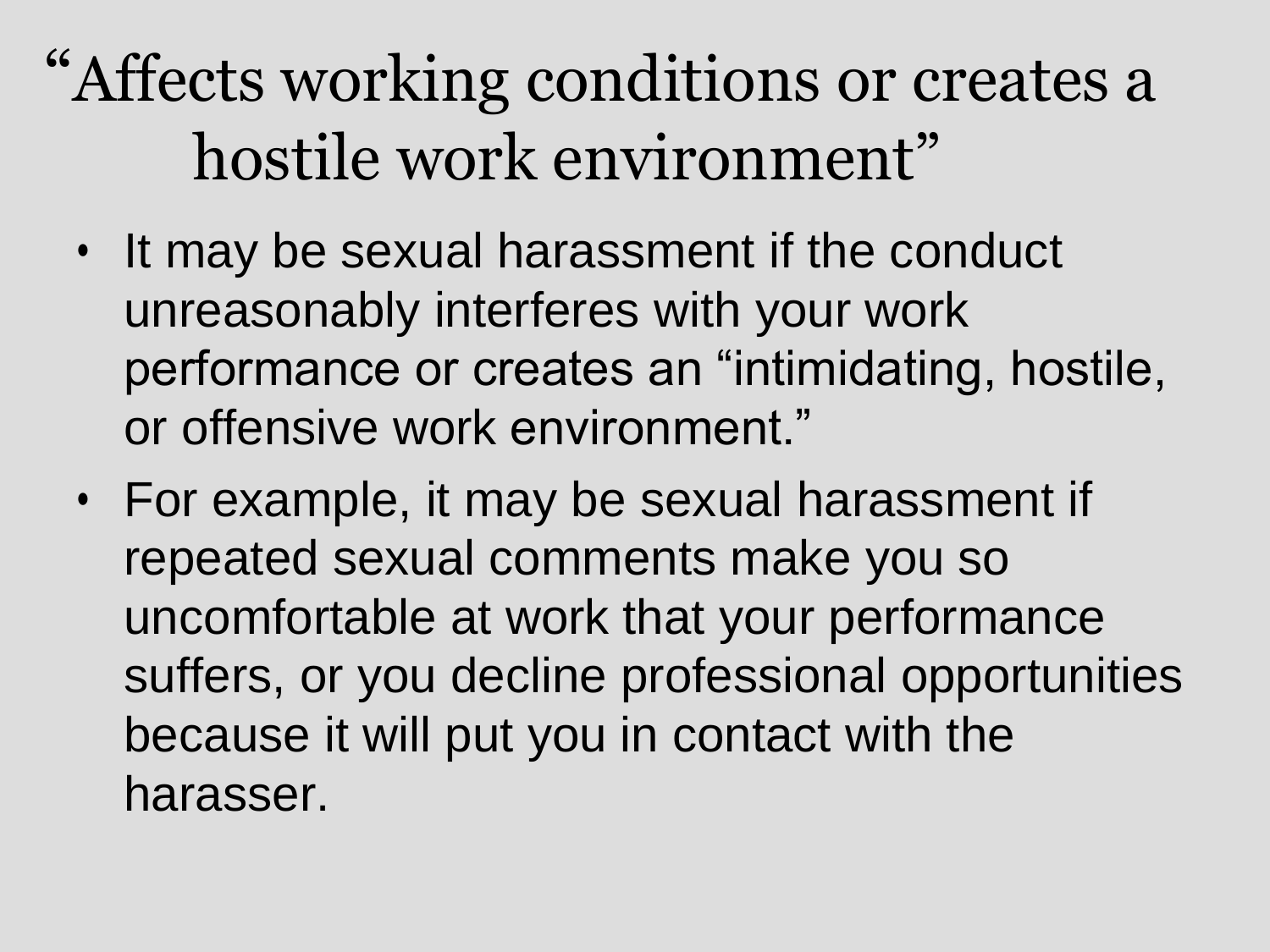# "Affects working conditions or creates a hostile work environment"

- It may be sexual harassment if the conduct unreasonably interferes with your work performance or creates an "intimidating, hostile, or offensive work environment."
- For example, it may be sexual harassment if repeated sexual comments make you so uncomfortable at work that your performance suffers, or you decline professional opportunities because it will put you in contact with the harasser.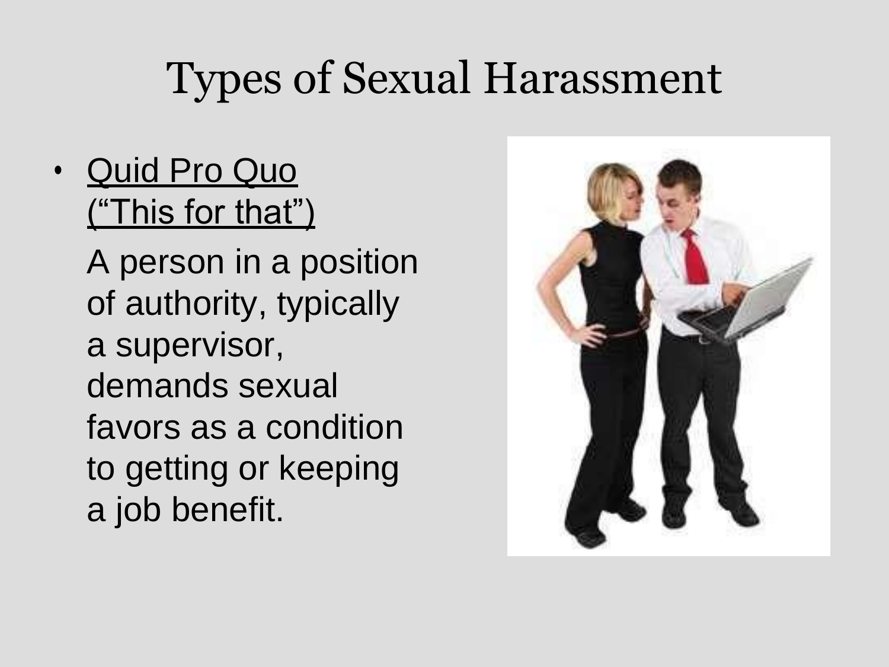# Types of Sexual Harassment

- Quid Pro Quo ("This for that")

  A person in a position of authority, typically a supervisor, demands sexual favors as a condition to getting or keeping a job benefit.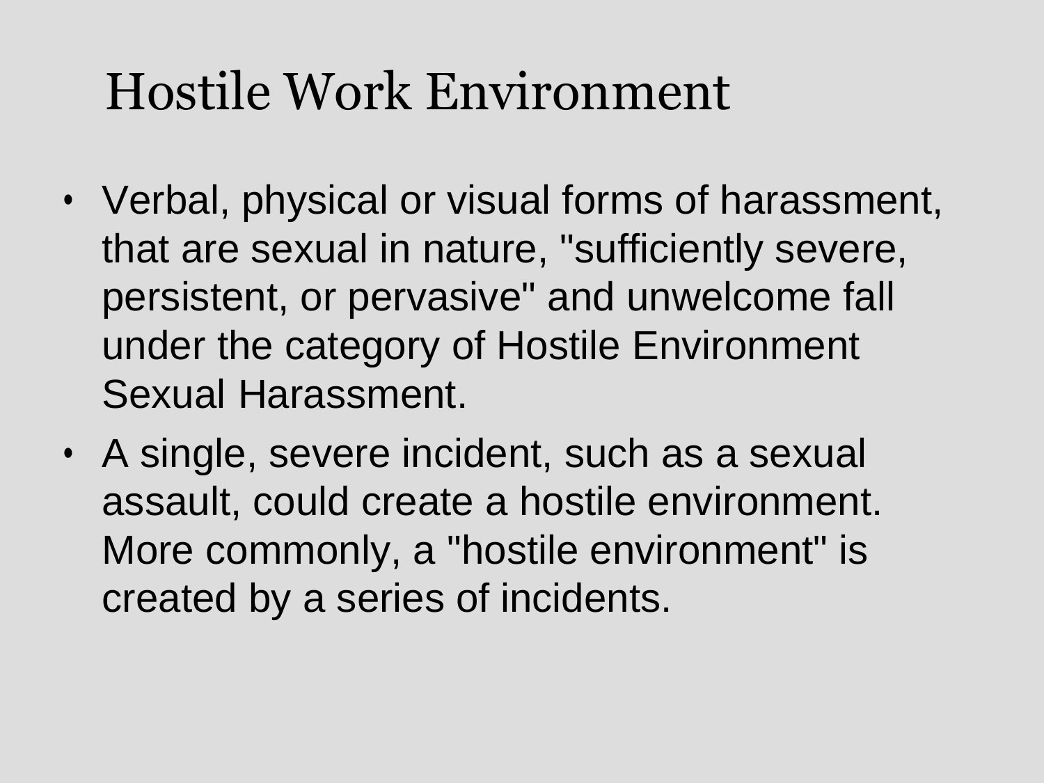# Hostile Work Environment

- Verbal, physical or visual forms of harassment, that are sexual in nature, "sufficiently severe, persistent, or pervasive" and unwelcome fall under the category of Hostile Environment Sexual Harassment.
- A single, severe incident, such as a sexual assault, could create a hostile environment. More commonly, a "hostile environment" is created by a series of incidents.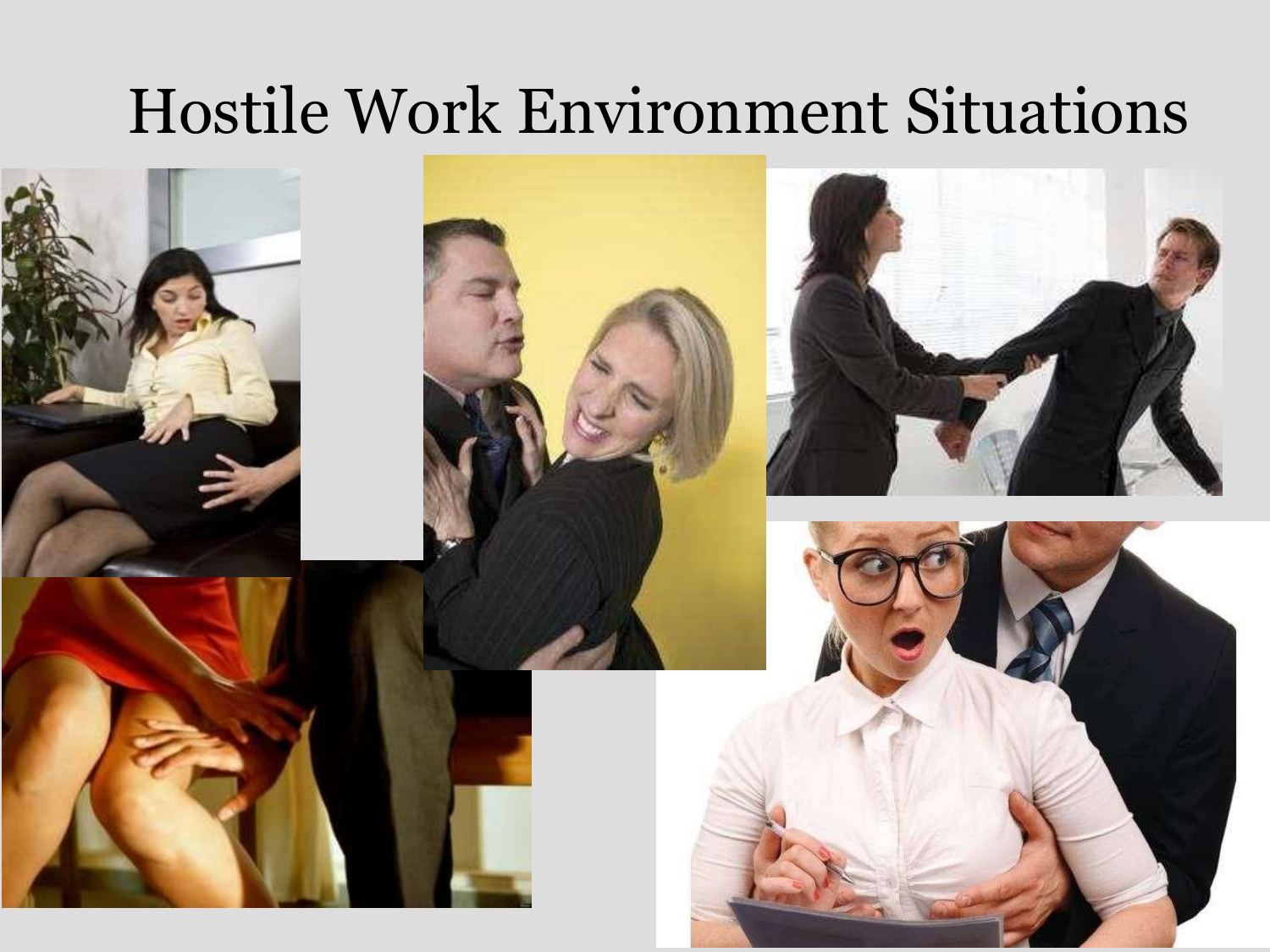# Hostile Work Environment Situations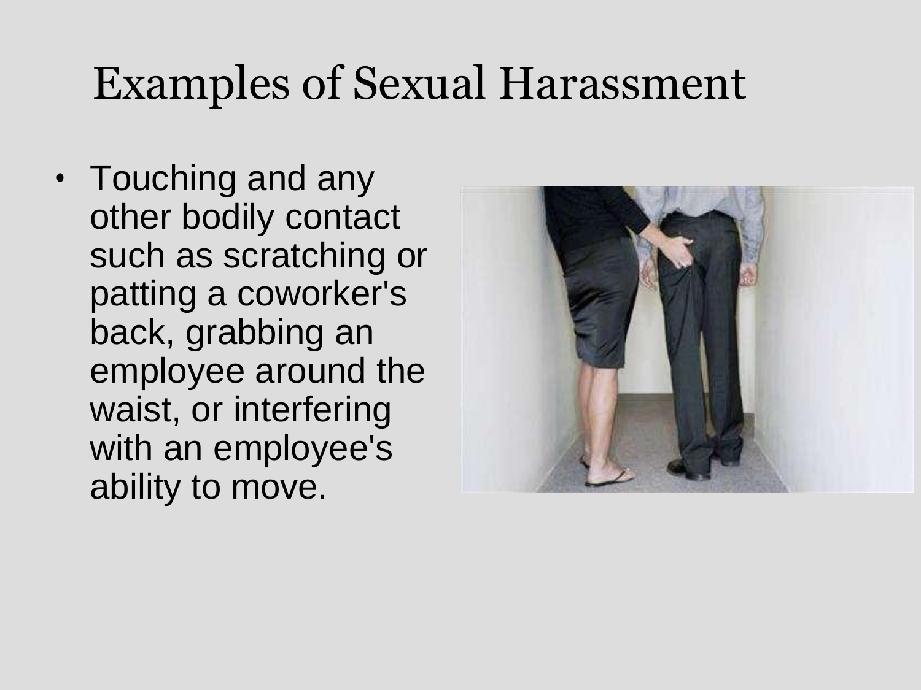# Examples of Sexual Harassment

- Touching and any other bodily contact such as scratching or patting a coworker's back, grabbing an employee around the waist, or interfering with an employee's ability to move.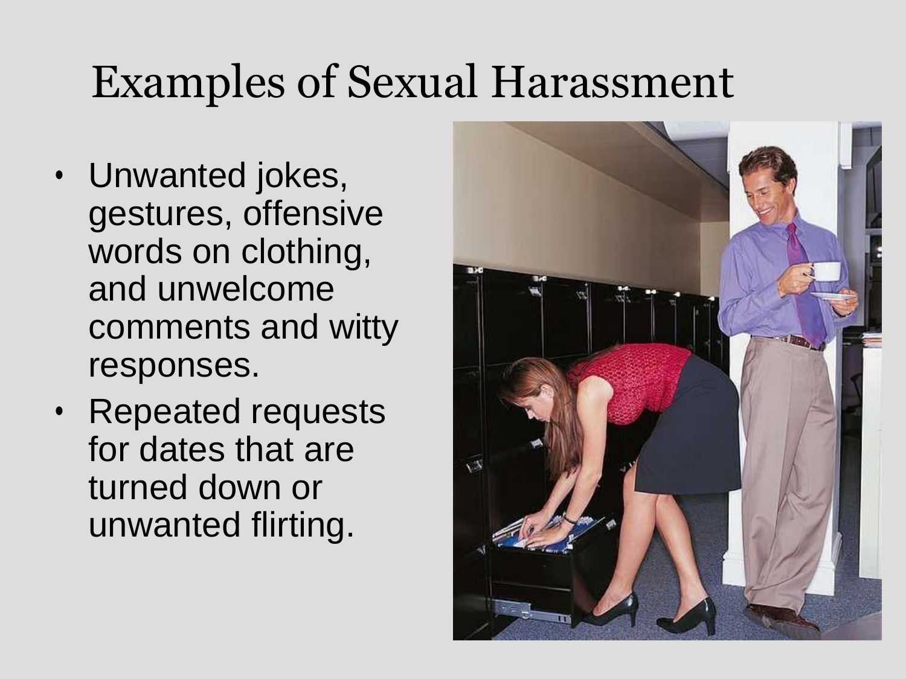# Examples of Sexual Harassment

- Unwanted jokes, gestures, offensive words on clothing, and unwelcome comments and witty responses.
- Repeated requests for dates that are turned down or unwanted flirting.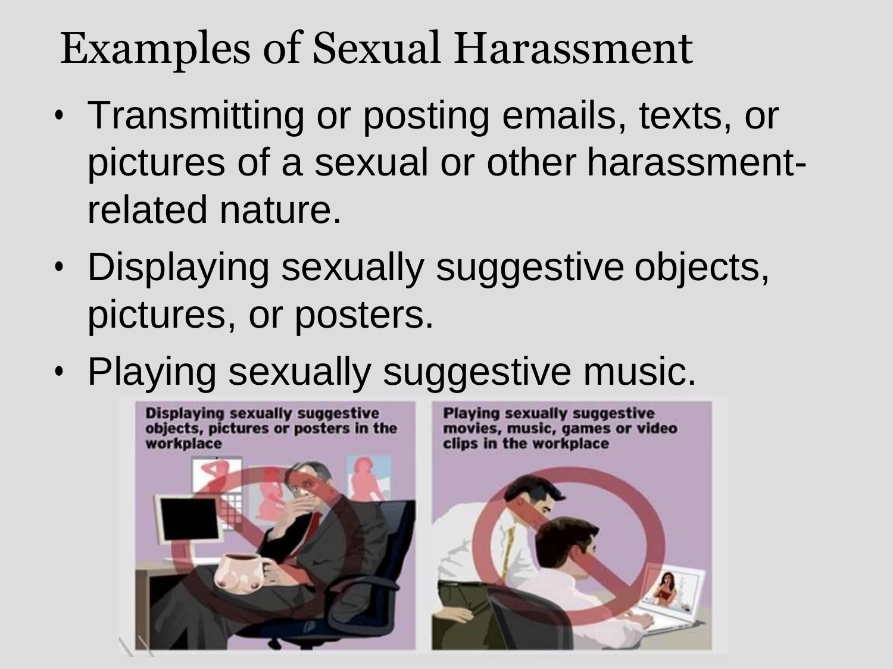# Examples of Sexual Harassment

- Transmitting or posting emails, texts, or pictures of a sexual or other harassment-related nature.
- Displaying sexually suggestive objects, pictures, or posters.
- Playing sexually suggestive music.

Displaying sexually suggestive objects, pictures or posters in the workplace

Playing sexually suggestive movies, music, games or video clips in the workplace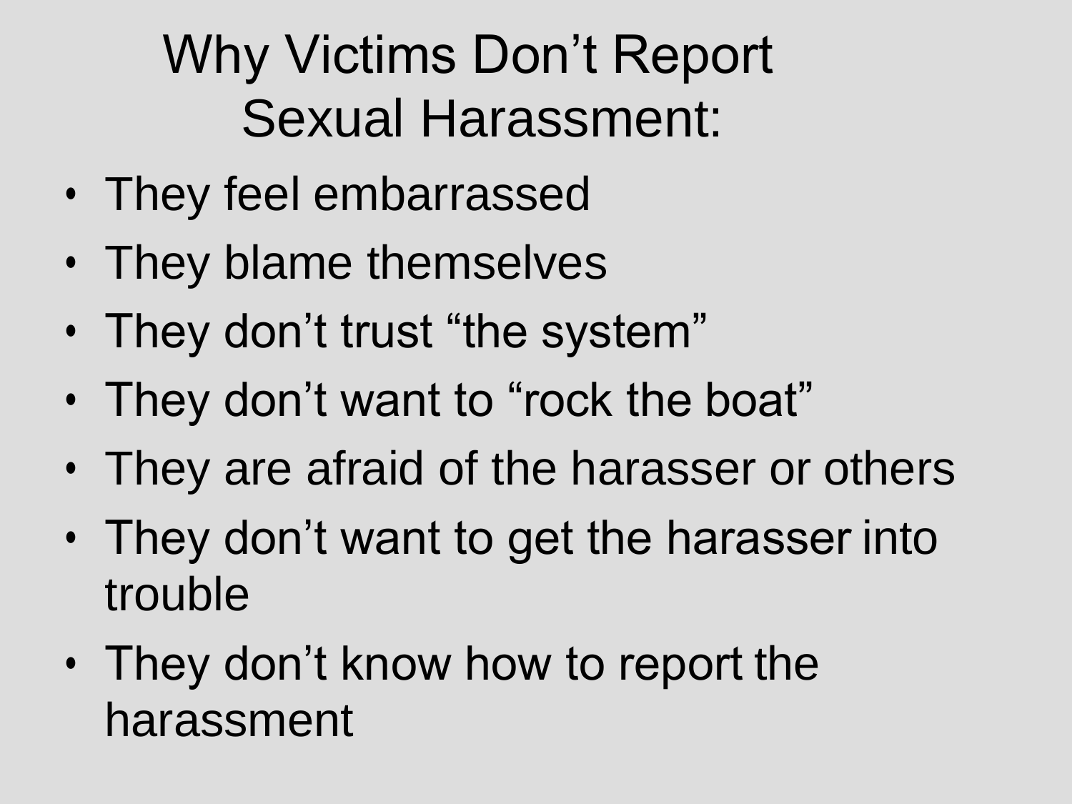# Why Victims Don't Report Sexual Harassment:

- They feel embarrassed
- They blame themselves
- They don't trust "the system"
- They don't want to "rock the boat"
- They are afraid of the harasser or others
- They don't want to get the harasser into trouble
- They don't know how to report the harassment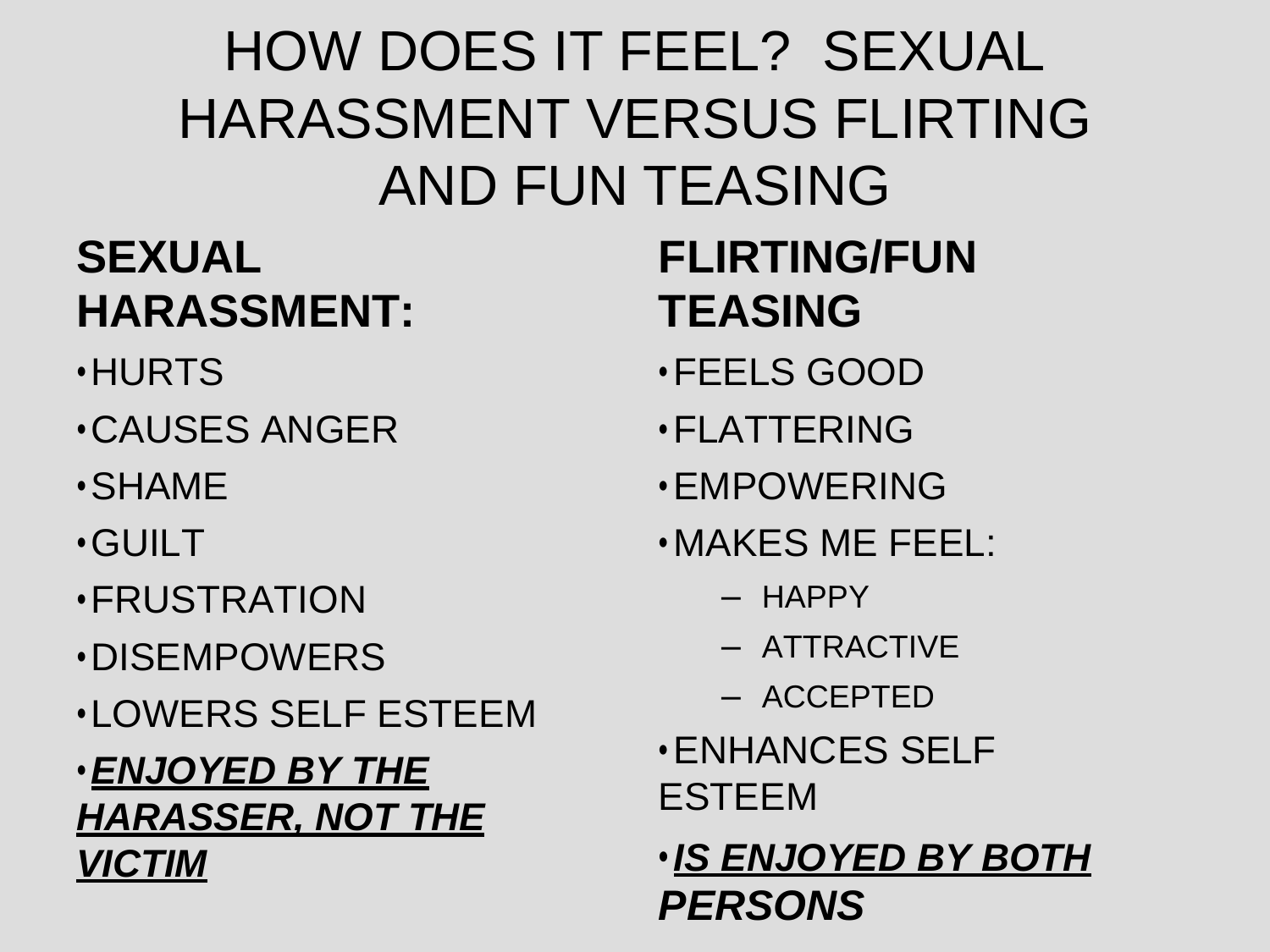# HOW DOES IT FEEL? SEXUAL HARASSMENT VERSUS FLIRTING AND FUN TEASING

**SEXUAL HARASSMENT:**

- HURTS
- CAUSES ANGER
- SHAME
- GUILT
- FRUSTRATION
- DISEMPOWERS
- LOWERS SELF ESTEEM
- ***ENJOYED BY THE HARASSER, NOT THE VICTIM***

**FLIRTING/FUN TEASING**

- FEELS GOOD
- FLATTERING
- EMPOWERING
- MAKES ME FEEL:
  - HAPPY
  - ATTRACTIVE
  - ACCEPTED
- ENHANCES SELF ESTEEM
- ***IS ENJOYED BY BOTH PERSONS***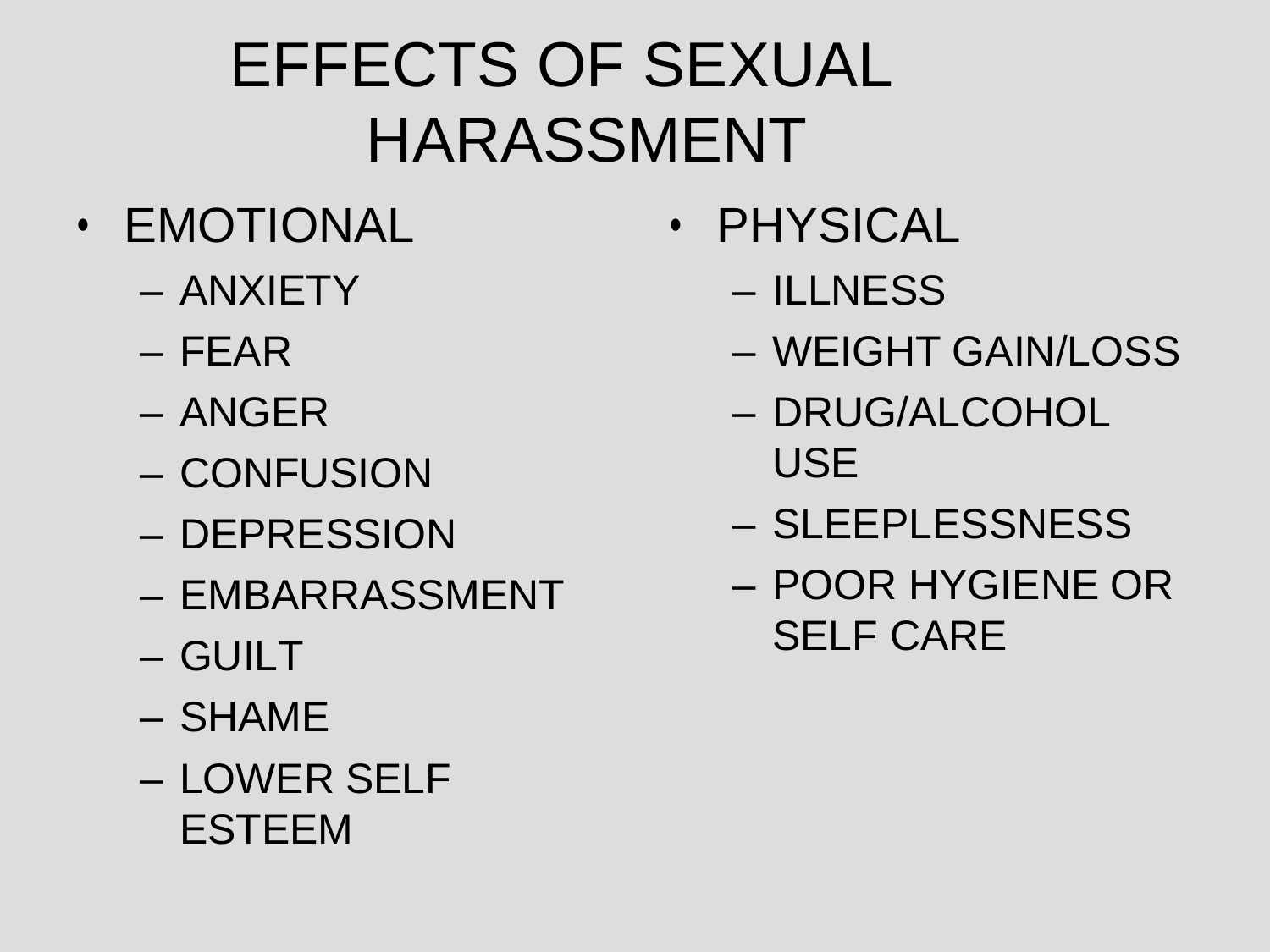# EFFECTS OF SEXUAL HARASSMENT

- EMOTIONAL
  - ANXIETY
  - FEAR
  - ANGER
  - CONFUSION
  - DEPRESSION
  - EMBARRASSMENT
  - GUILT
  - SHAME
  - LOWER SELF ESTEEM
- PHYSICAL
  - ILLNESS
  - WEIGHT GAIN/LOSS
  - DRUG/ALCOHOL USE
  - SLEEPLESSNESS
  - POOR HYGIENE OR SELF CARE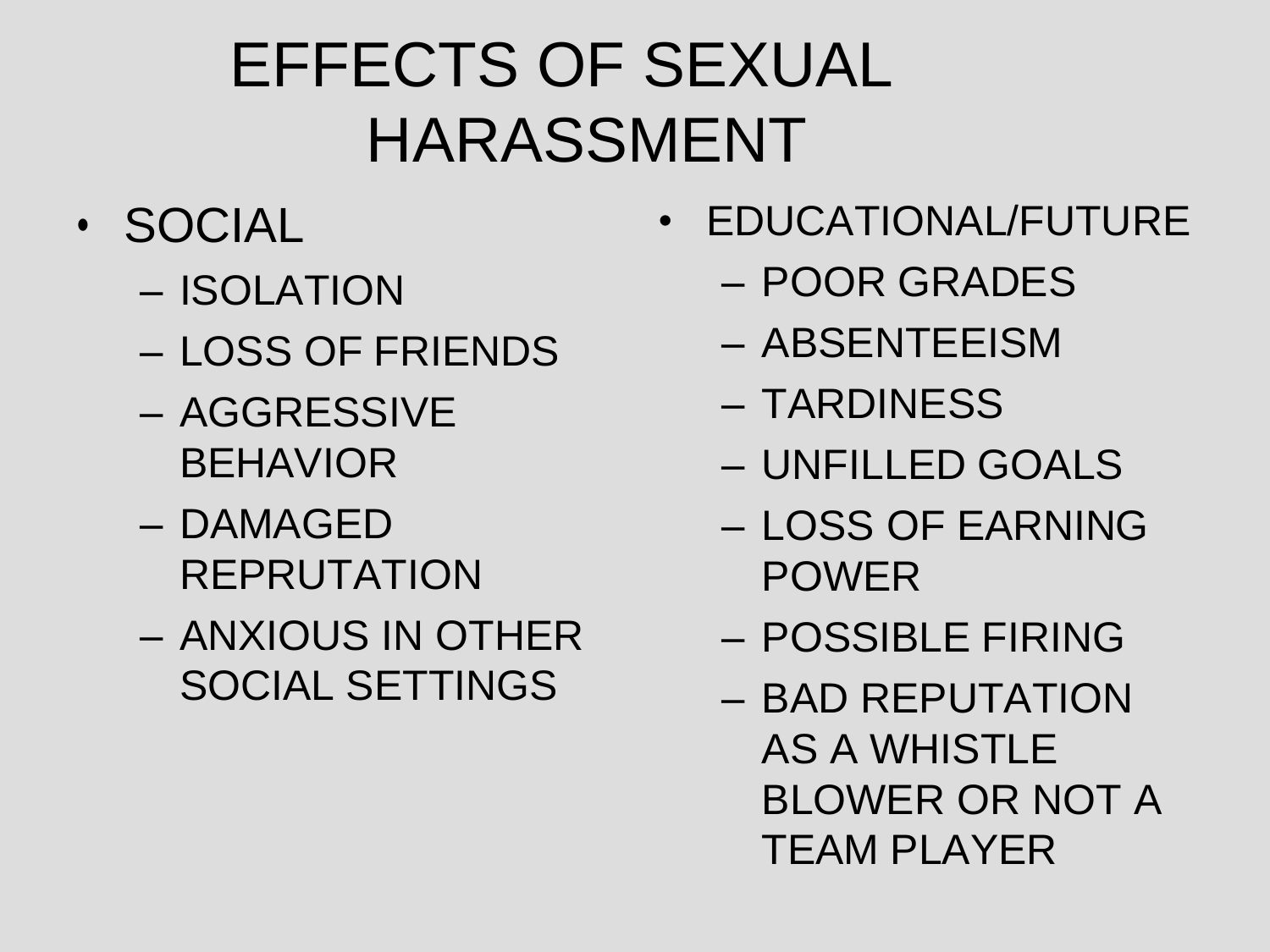# EFFECTS OF SEXUAL HARASSMENT

- SOCIAL
  - ISOLATION
  - LOSS OF FRIENDS
  - AGGRESSIVE BEHAVIOR
  - DAMAGED REPRUTATION
  - ANXIOUS IN OTHER SOCIAL SETTINGS

- EDUCATIONAL/FUTURE
  - POOR GRADES
  - ABSENTEEISM
  - TARDINESS
  - UNFILLED GOALS
  - LOSS OF EARNING POWER
  - POSSIBLE FIRING
  - BAD REPUTATION AS A WHISTLE BLOWER OR NOT A TEAM PLAYER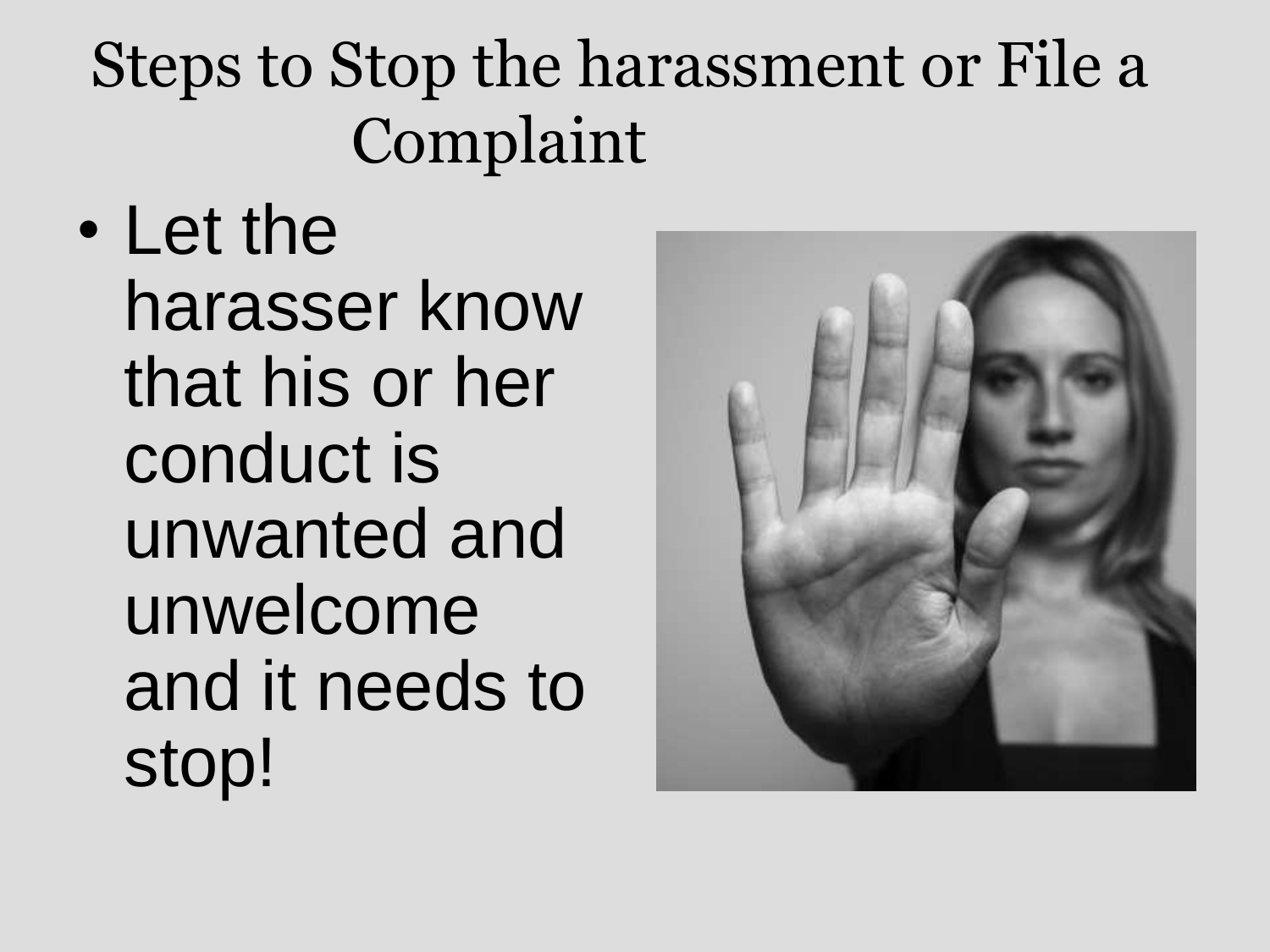# Steps to Stop the harassment or File a Complaint

- Let the harasser know that his or her conduct is unwanted and unwelcome and it needs to stop!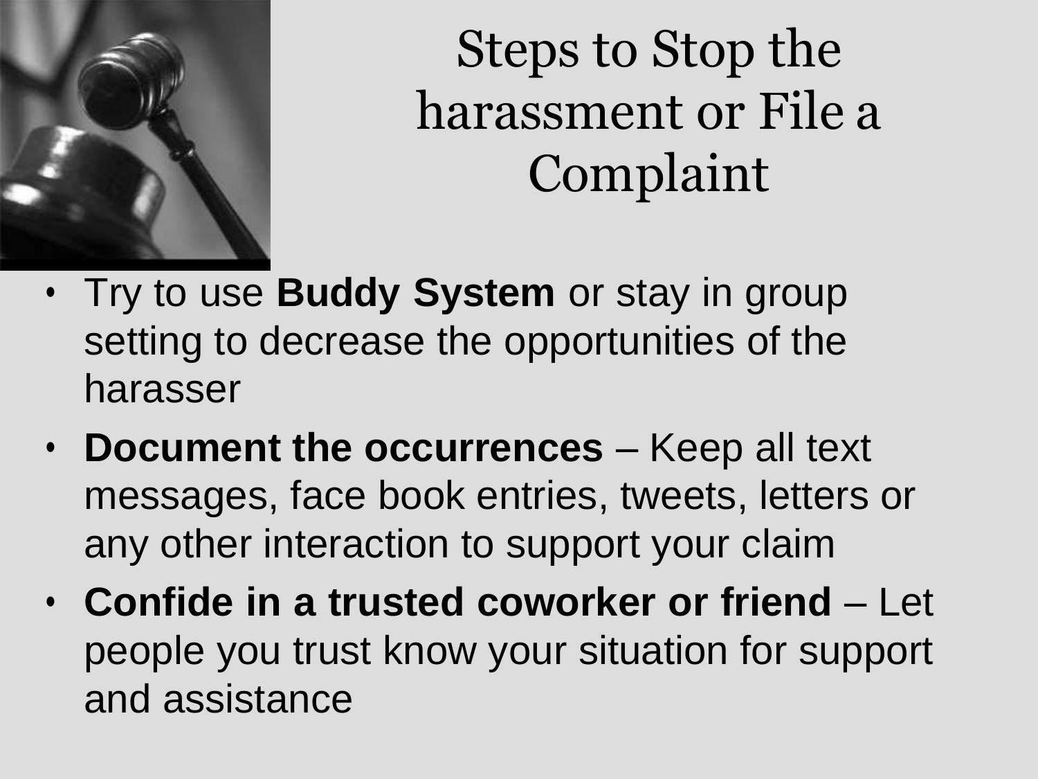# Steps to Stop the harassment or File a Complaint

- Try to use **Buddy System** or stay in group setting to decrease the opportunities of the harasser
- **Document the occurrences** – Keep all text messages, face book entries, tweets, letters or any other interaction to support your claim
- **Confide in a trusted coworker or friend** – Let people you trust know your situation for support and assistance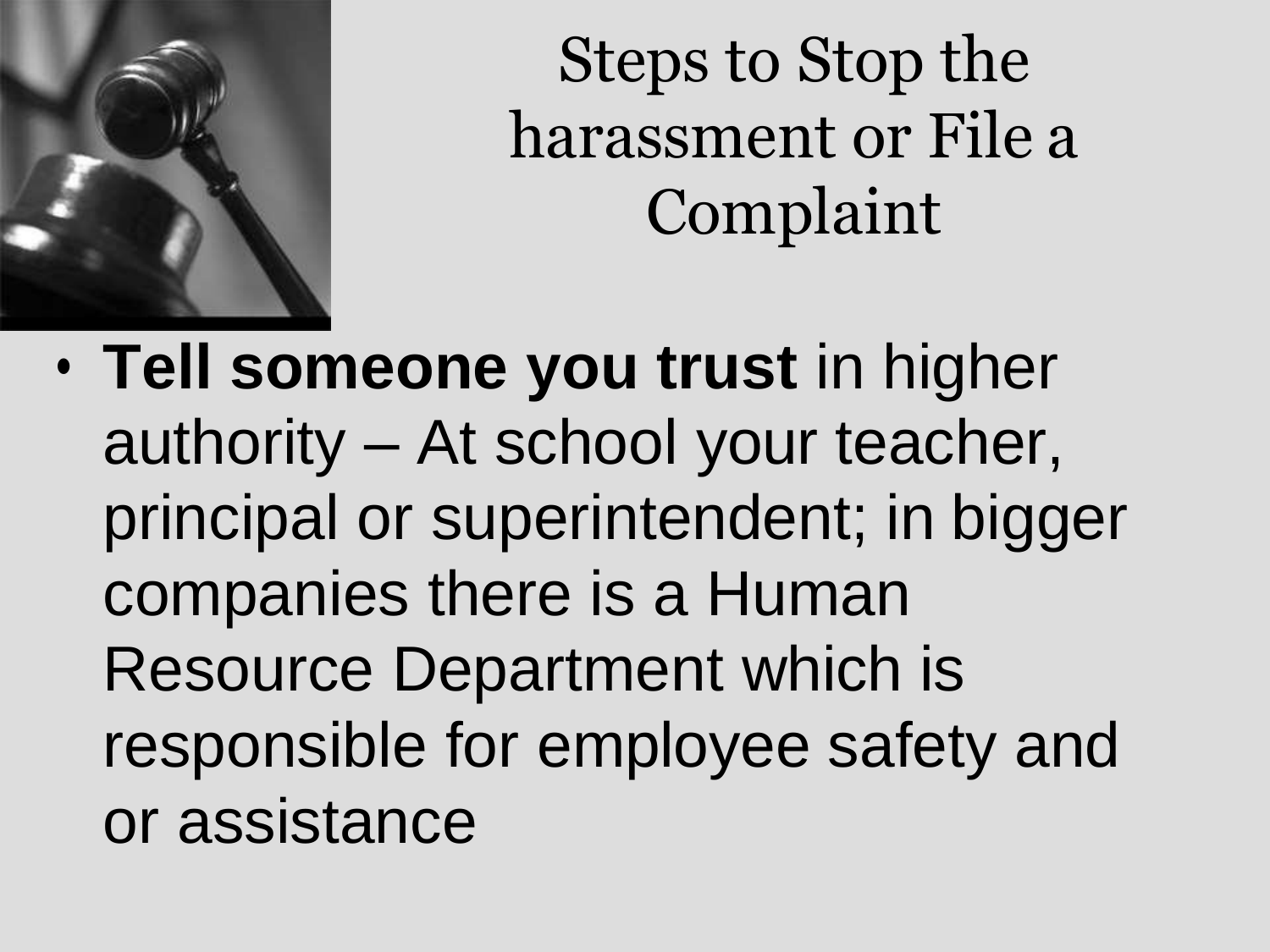# Steps to Stop the harassment or File a Complaint

- **Tell someone you trust** in higher authority – At school your teacher, principal or superintendent; in bigger companies there is a Human Resource Department which is responsible for employee safety and or assistance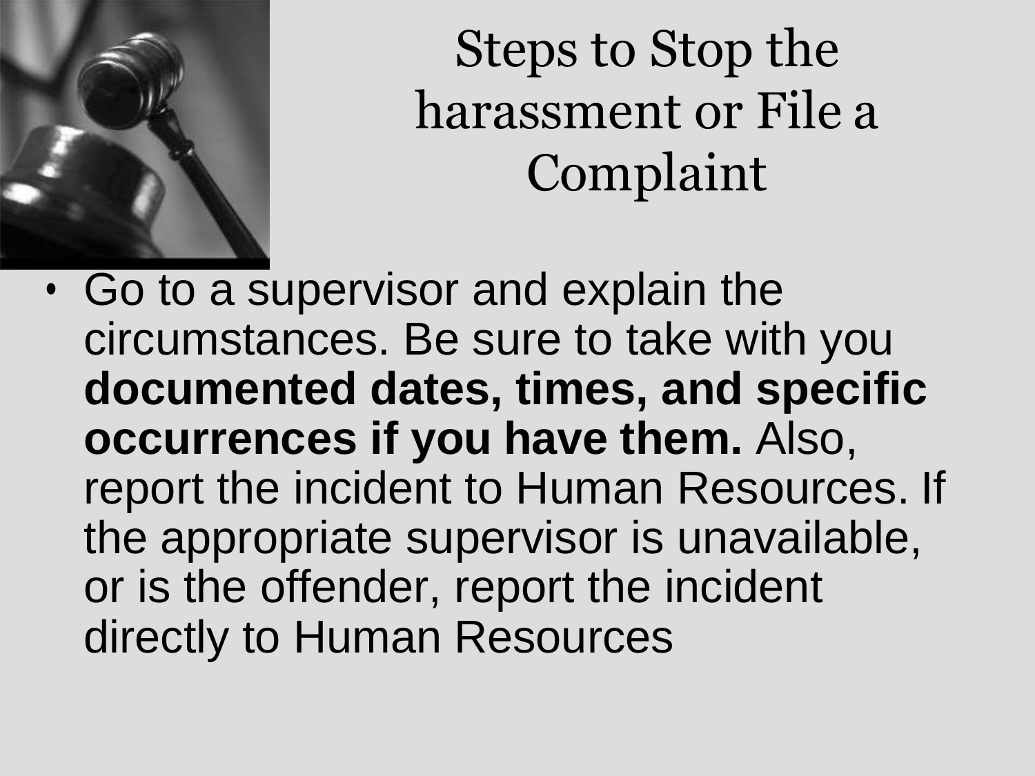# Steps to Stop the harassment or File a Complaint

- Go to a supervisor and explain the circumstances. Be sure to take with you **documented dates, times, and specific occurrences if you have them.** Also, report the incident to Human Resources. If the appropriate supervisor is unavailable, or is the offender, report the incident directly to Human Resources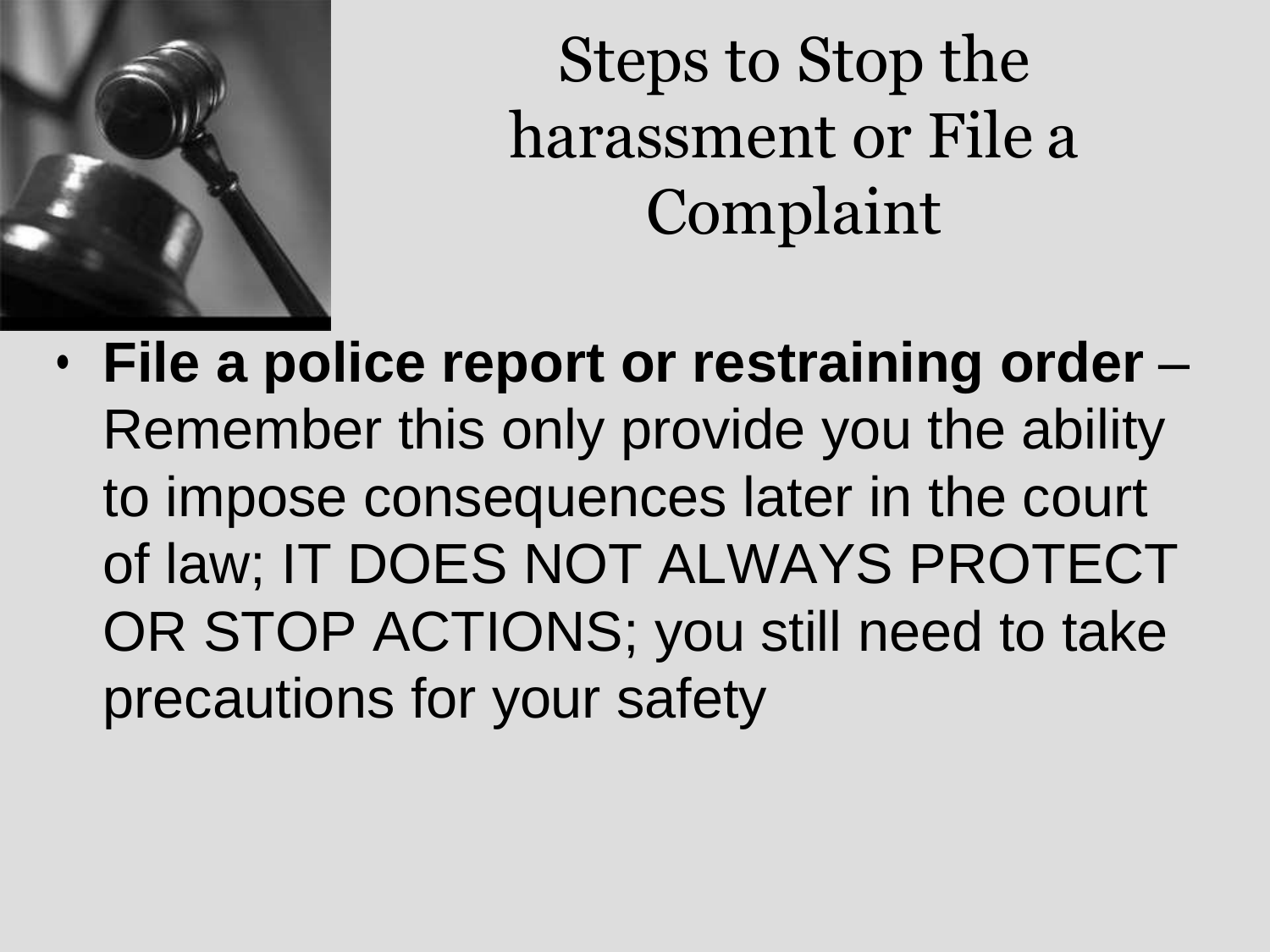# Steps to Stop the harassment or File a Complaint

- **File a police report or restraining order** – Remember this only provide you the ability to impose consequences later in the court of law; IT DOES NOT ALWAYS PROTECT OR STOP ACTIONS; you still need to take precautions for your safety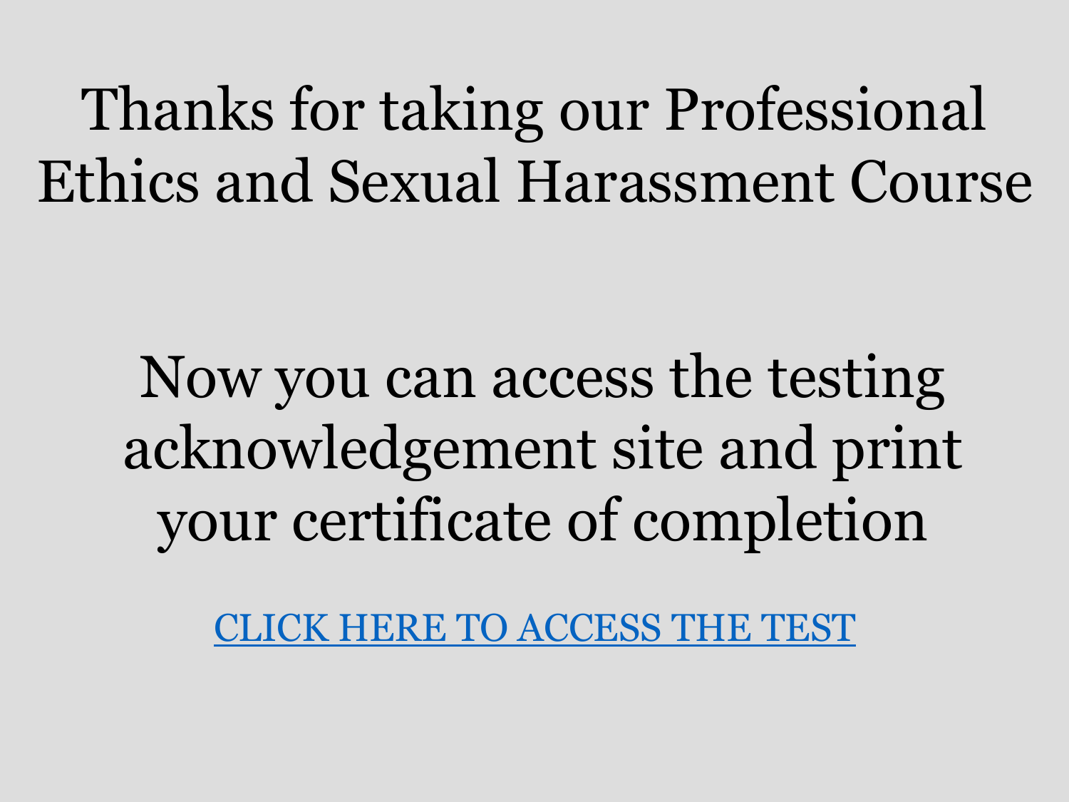# Thanks for taking our Professional Ethics and Sexual Harassment Course

Now you can access the testing acknowledgement site and print your certificate of completion

CLICK HERE TO ACCESS THE TEST